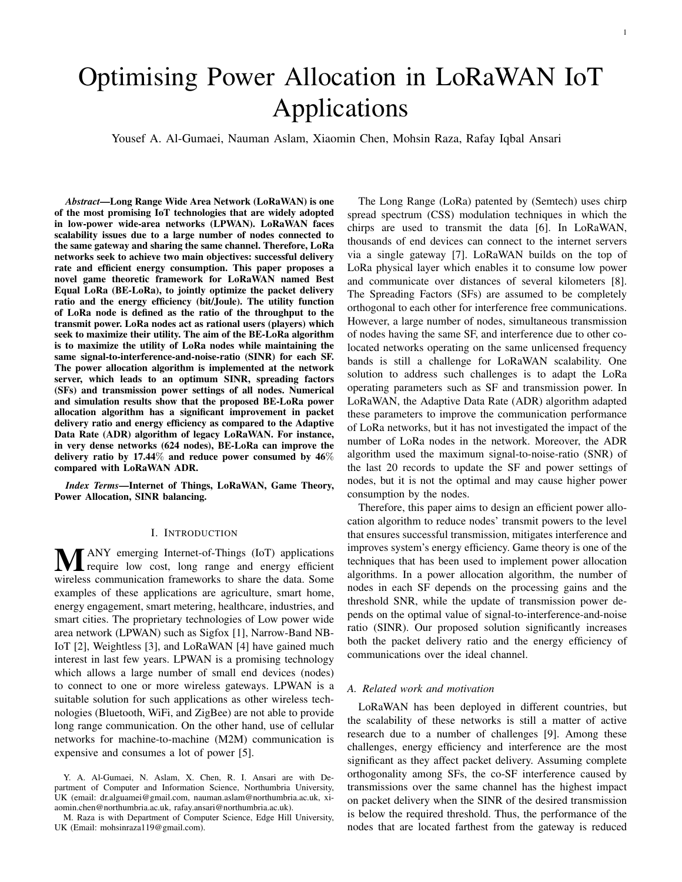# Optimising Power Allocation in LoRaWAN IoT Applications

Yousef A. Al-Gumaei, Nauman Aslam, Xiaomin Chen, Mohsin Raza, Rafay Iqbal Ansari

***Abstract*—Long Range Wide Area Network (LoRaWAN) is one of the most promising IoT technologies that are widely adopted in low-power wide-area networks (LPWAN). LoRaWAN faces scalability issues due to a large number of nodes connected to the same gateway and sharing the same channel. Therefore, LoRa networks seek to achieve two main objectives: successful delivery rate and efficient energy consumption. This paper proposes a novel game theoretic framework for LoRaWAN named Best Equal LoRa (BE-LoRa), to jointly optimize the packet delivery ratio and the energy efficiency (bit/Joule). The utility function of LoRa node is defined as the ratio of the throughput to the transmit power. LoRa nodes act as rational users (players) which seek to maximize their utility. The aim of the BE-LoRa algorithm is to maximize the utility of LoRa nodes while maintaining the same signal-to-interference-and-noise-ratio (SINR) for each SF. The power allocation algorithm is implemented at the network server, which leads to an optimum SINR, spreading factors (SFs) and transmission power settings of all nodes. Numerical and simulation results show that the proposed BE-LoRa power allocation algorithm has a significant improvement in packet delivery ratio and energy efficiency as compared to the Adaptive Data Rate (ADR) algorithm of legacy LoRaWAN. For instance, in very dense networks (624 nodes), BE-LoRa can improve the delivery ratio by 17.44% and reduce power consumed by 46% compared with LoRaWAN ADR.**

***Index Terms*—Internet of Things, LoRaWAN, Game Theory, Power Allocation, SINR balancing.**

## I. Introduction

MANY emerging Internet-of-Things (IoT) applications require low cost, long range and energy efficient wireless communication frameworks to share the data. Some examples of these applications are agriculture, smart home, energy engagement, smart metering, healthcare, industries, and smart cities. The proprietary technologies of Low power wide area network (LPWAN) such as Sigfox [1], Narrow-Band NB-IoT [2], Weightless [3], and LoRaWAN [4] have gained much interest in last few years. LPWAN is a promising technology which allows a large number of small end devices (nodes) to connect to one or more wireless gateways. LPWAN is a suitable solution for such applications as other wireless technologies (Bluetooth, WiFi, and ZigBee) are not able to provide long range communication. On the other hand, use of cellular networks for machine-to-machine (M2M) communication is expensive and consumes a lot of power [5].

The Long Range (LoRa) patented by (Semtech) uses chirp spread spectrum (CSS) modulation techniques in which the chirps are used to transmit the data [6]. In LoRaWAN, thousands of end devices can connect to the internet servers via a single gateway [7]. LoRaWAN builds on the top of LoRa physical layer which enables it to consume low power and communicate over distances of several kilometers [8]. The Spreading Factors (SFs) are assumed to be completely orthogonal to each other for interference free communications. However, a large number of nodes, simultaneous transmission of nodes having the same SF, and interference due to other co-located networks operating on the same unlicensed frequency bands is still a challenge for LoRaWAN scalability. One solution to address such challenges is to adapt the LoRa operating parameters such as SF and transmission power. In LoRaWAN, the Adaptive Data Rate (ADR) algorithm adapted these parameters to improve the communication performance of LoRa networks, but it has not investigated the impact of the number of LoRa nodes in the network. Moreover, the ADR algorithm used the maximum signal-to-noise-ratio (SNR) of the last 20 records to update the SF and power settings of nodes, but it is not the optimal and may cause higher power consumption by the nodes.

Therefore, this paper aims to design an efficient power allocation algorithm to reduce nodes' transmit powers to the level that ensures successful transmission, mitigates interference and improves system's energy efficiency. Game theory is one of the techniques that has been used to implement power allocation algorithms. In a power allocation algorithm, the number of nodes in each SF depends on the processing gains and the threshold SNR, while the update of transmission power depends on the optimal value of signal-to-interference-and-noise ratio (SINR). Our proposed solution significantly increases both the packet delivery ratio and the energy efficiency of communications over the ideal channel.

### A. Related work and motivation

LoRaWAN has been deployed in different countries, but the scalability of these networks is still a matter of active research due to a number of challenges [9]. Among these challenges, energy efficiency and interference are the most significant as they affect packet delivery. Assuming complete orthogonality among SFs, the co-SF interference caused by transmissions over the same channel has the highest impact on packet delivery when the SINR of the desired transmission is below the required threshold. Thus, the performance of the nodes that are located farthest from the gateway is reduced

Y. A. Al-Gumaei, N. Aslam, X. Chen, R. I. Ansari are with Department of Computer and Information Science, Northumbria University, UK (email: dr.alguamei@gmail.com, nauman.aslam@northumbria.ac.uk, xiaomin.chen@northumbria.ac.uk, rafay.ansari@northumbria.ac.uk).

M. Raza is with Department of Computer Science, Edge Hill University, UK (Email: mohsinraza119@gmail.com).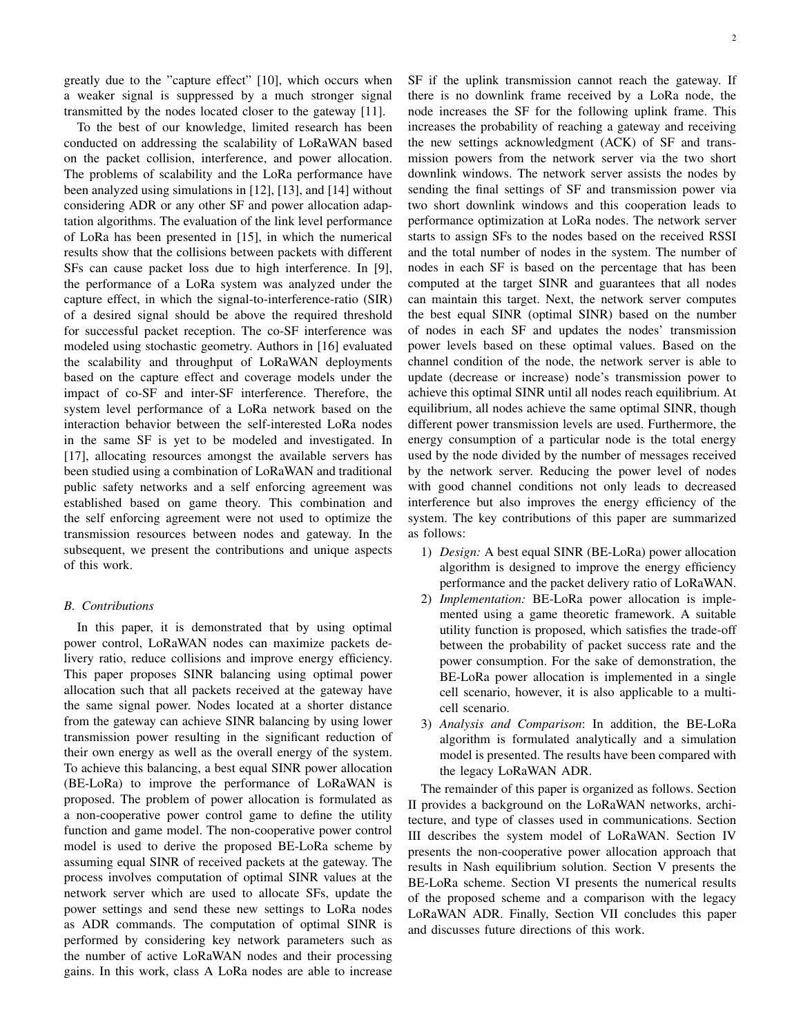greatly due to the "capture effect" [10], which occurs when a weaker signal is suppressed by a much stronger signal transmitted by the nodes located closer to the gateway [11].

To the best of our knowledge, limited research has been conducted on addressing the scalability of LoRaWAN based on the packet collision, interference, and power allocation. The problems of scalability and the LoRa performance have been analyzed using simulations in [12], [13], and [14] without considering ADR or any other SF and power allocation adaptation algorithms. The evaluation of the link level performance of LoRa has been presented in [15], in which the numerical results show that the collisions between packets with different SFs can cause packet loss due to high interference. In [9], the performance of a LoRa system was analyzed under the capture effect, in which the signal-to-interference-ratio (SIR) of a desired signal should be above the required threshold for successful packet reception. The co-SF interference was modeled using stochastic geometry. Authors in [16] evaluated the scalability and throughput of LoRaWAN deployments based on the capture effect and coverage models under the impact of co-SF and inter-SF interference. Therefore, the system level performance of a LoRa network based on the interaction behavior between the self-interested LoRa nodes in the same SF is yet to be modeled and investigated. In [17], allocating resources amongst the available servers has been studied using a combination of LoRaWAN and traditional public safety networks and a self enforcing agreement was established based on game theory. This combination and the self enforcing agreement were not used to optimize the transmission resources between nodes and gateway. In the subsequent, we present the contributions and unique aspects of this work.

### B. Contributions

In this paper, it is demonstrated that by using optimal power control, LoRaWAN nodes can maximize packets delivery ratio, reduce collisions and improve energy efficiency. This paper proposes SINR balancing using optimal power allocation such that all packets received at the gateway have the same signal power. Nodes located at a shorter distance from the gateway can achieve SINR balancing by using lower transmission power resulting in the significant reduction of their own energy as well as the overall energy of the system. To achieve this balancing, a best equal SINR power allocation (BE-LoRa) to improve the performance of LoRaWAN is proposed. The problem of power allocation is formulated as a non-cooperative power control game to define the utility function and game model. The non-cooperative power control model is used to derive the proposed BE-LoRa scheme by assuming equal SINR of received packets at the gateway. The process involves computation of optimal SINR values at the network server which are used to allocate SFs, update the power settings and send these new settings to LoRa nodes as ADR commands. The computation of optimal SINR is performed by considering key network parameters such as the number of active LoRaWAN nodes and their processing gains. In this work, class A LoRa nodes are able to increase SF if the uplink transmission cannot reach the gateway. If there is no downlink frame received by a LoRa node, the node increases the SF for the following uplink frame. This increases the probability of reaching a gateway and receiving the new settings acknowledgment (ACK) of SF and transmission powers from the network server via the two short downlink windows. The network server assists the nodes by sending the final settings of SF and transmission power via two short downlink windows and this cooperation leads to performance optimization at LoRa nodes. The network server starts to assign SFs to the nodes based on the received RSSI and the total number of nodes in the system. The number of nodes in each SF is based on the percentage that has been computed at the target SINR and guarantees that all nodes can maintain this target. Next, the network server computes the best equal SINR (optimal SINR) based on the number of nodes in each SF and updates the nodes' transmission power levels based on these optimal values. Based on the channel condition of the node, the network server is able to update (decrease or increase) node's transmission power to achieve this optimal SINR until all nodes reach equilibrium. At equilibrium, all nodes achieve the same optimal SINR, though different power transmission levels are used. Furthermore, the energy consumption of a particular node is the total energy used by the node divided by the number of messages received by the network server. Reducing the power level of nodes with good channel conditions not only leads to decreased interference but also improves the energy efficiency of the system. The key contributions of this paper are summarized as follows:

1) *Design:* A best equal SINR (BE-LoRa) power allocation algorithm is designed to improve the energy efficiency performance and the packet delivery ratio of LoRaWAN.
2) *Implementation:* BE-LoRa power allocation is implemented using a game theoretic framework. A suitable utility function is proposed, which satisfies the trade-off between the probability of packet success rate and the power consumption. For the sake of demonstration, the BE-LoRa power allocation is implemented in a single cell scenario, however, it is also applicable to a multi-cell scenario.
3) *Analysis and Comparison*: In addition, the BE-LoRa algorithm is formulated analytically and a simulation model is presented. The results have been compared with the legacy LoRaWAN ADR.

The remainder of this paper is organized as follows. Section II provides a background on the LoRaWAN networks, architecture, and type of classes used in communications. Section III describes the system model of LoRaWAN. Section IV presents the non-cooperative power allocation approach that results in Nash equilibrium solution. Section V presents the BE-LoRa scheme. Section VI presents the numerical results of the proposed scheme and a comparison with the legacy LoRaWAN ADR. Finally, Section VII concludes this paper and discusses future directions of this work.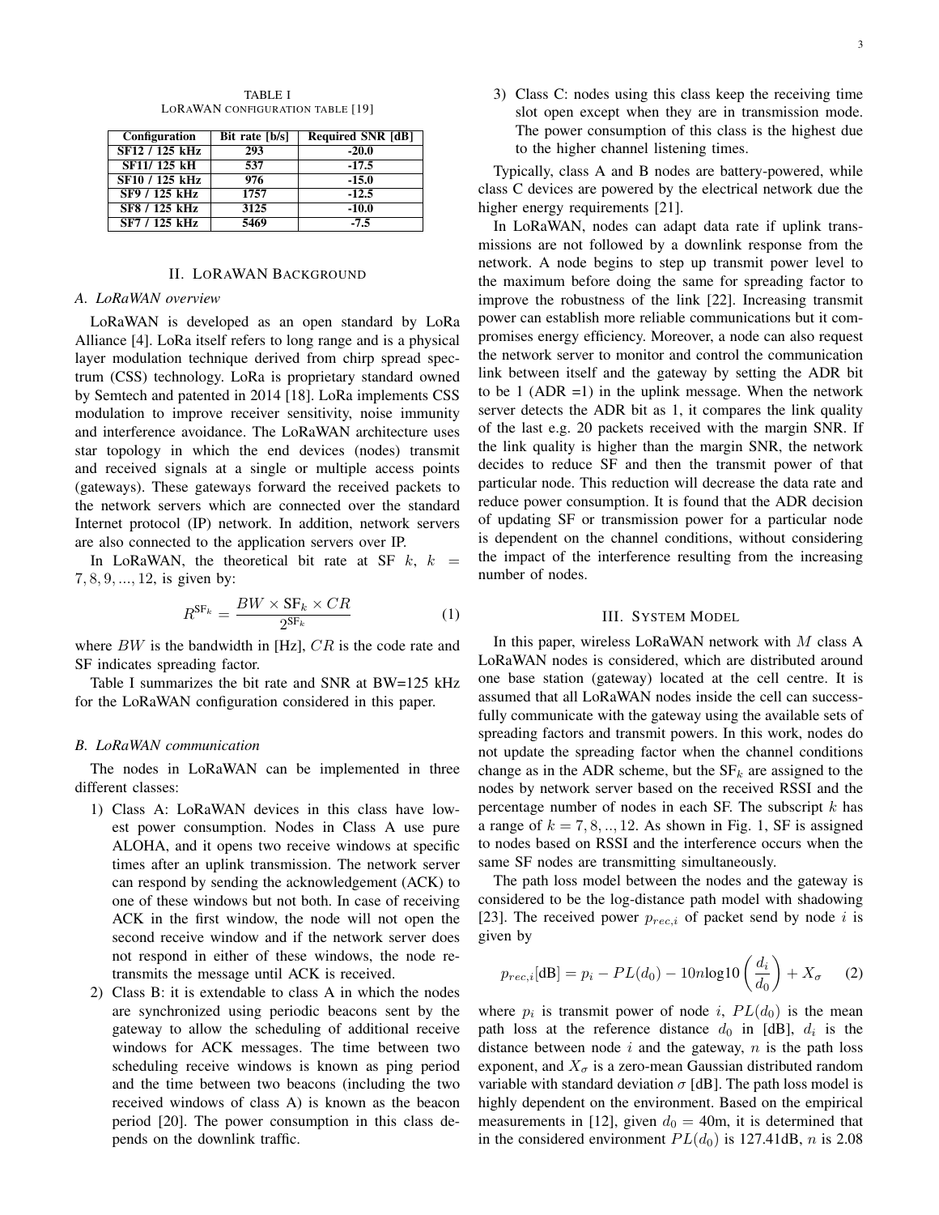TABLE I
LoRaWAN CONFIGURATION TABLE [19]

| Configuration | Bit rate [b/s] | Required SNR [dB] |
|---|---|---|
| SF12 / 125 kHz | 293 | -20.0 |
| SF11/ 125 kH | 537 | -17.5 |
| SF10 / 125 kHz | 976 | -15.0 |
| SF9 / 125 kHz | 1757 | -12.5 |
| SF8 / 125 kHz | 3125 | -10.0 |
| SF7 / 125 kHz | 5469 | -7.5 |

## II. LoRaWAN Background

### A. LoRaWAN overview

LoRaWAN is developed as an open standard by LoRa Alliance [4]. LoRa itself refers to long range and is a physical layer modulation technique derived from chirp spread spectrum (CSS) technology. LoRa is proprietary standard owned by Semtech and patented in 2014 [18]. LoRa implements CSS modulation to improve receiver sensitivity, noise immunity and interference avoidance. The LoRaWAN architecture uses star topology in which the end devices (nodes) transmit and received signals at a single or multiple access points (gateways). These gateways forward the received packets to the network servers which are connected over the standard Internet protocol (IP) network. In addition, network servers are also connected to the application servers over IP.

In LoRaWAN, the theoretical bit rate at SF $k$, $k = 7, 8, 9, ..., 12$, is given by:

$$R^{\text{SF}_k} = \frac{BW \times \text{SF}_k \times CR}{2^{\text{SF}_k}} \tag{1}$$

where $BW$ is the bandwidth in [Hz], $CR$ is the code rate and SF indicates spreading factor.

Table I summarizes the bit rate and SNR at BW=125 kHz for the LoRaWAN configuration considered in this paper.

### B. LoRaWAN communication

The nodes in LoRaWAN can be implemented in three different classes:

1) Class A: LoRaWAN devices in this class have lowest power consumption. Nodes in Class A use pure ALOHA, and it opens two receive windows at specific times after an uplink transmission. The network server can respond by sending the acknowledgement (ACK) to one of these windows but not both. In case of receiving ACK in the first window, the node will not open the second receive window and if the network server does not respond in either of these windows, the node retransmits the message until ACK is received.
2) Class B: it is extendable to class A in which the nodes are synchronized using periodic beacons sent by the gateway to allow the scheduling of additional receive windows for ACK messages. The time between two scheduling receive windows is known as ping period and the time between two beacons (including the two received windows of class A) is known as the beacon period [20]. The power consumption in this class depends on the downlink traffic.
3) Class C: nodes using this class keep the receiving time slot open except when they are in transmission mode. The power consumption of this class is the highest due to the higher channel listening times.

Typically, class A and B nodes are battery-powered, while class C devices are powered by the electrical network due the higher energy requirements [21].

In LoRaWAN, nodes can adapt data rate if uplink transmissions are not followed by a downlink response from the network. A node begins to step up transmit power level to the maximum before doing the same for spreading factor to improve the robustness of the link [22]. Increasing transmit power can establish more reliable communications but it compromises energy efficiency. Moreover, a node can also request the network server to monitor and control the communication link between itself and the gateway by setting the ADR bit to be 1 (ADR =1) in the uplink message. When the network server detects the ADR bit as 1, it compares the link quality of the last e.g. 20 packets received with the margin SNR. If the link quality is higher than the margin SNR, the network decides to reduce SF and then the transmit power of that particular node. This reduction will decrease the data rate and reduce power consumption. It is found that the ADR decision of updating SF or transmission power for a particular node is dependent on the channel conditions, without considering the impact of the interference resulting from the increasing number of nodes.

## III. System Model

In this paper, wireless LoRaWAN network with $M$ class A LoRaWAN nodes is considered, which are distributed around one base station (gateway) located at the cell centre. It is assumed that all LoRaWAN nodes inside the cell can successfully communicate with the gateway using the available sets of spreading factors and transmit powers. In this work, nodes do not update the spreading factor when the channel conditions change as in the ADR scheme, but the $\text{SF}_k$ are assigned to the nodes by network server based on the received RSSI and the percentage number of nodes in each SF. The subscript $k$ has a range of $k = 7, 8, .., 12$. As shown in Fig. 1, SF is assigned to nodes based on RSSI and the interference occurs when the same SF nodes are transmitting simultaneously.

The path loss model between the nodes and the gateway is considered to be the log-distance path model with shadowing [23]. The received power $p_{rec,i}$ of packet send by node $i$ is given by

$$p_{rec,i}[\text{dB}] = p_i - PL(d_0) - 10n\log 10\left(\frac{d_i}{d_0}\right) + X_\sigma \tag{2}$$

where $p_i$ is transmit power of node $i$, $PL(d_0)$ is the mean path loss at the reference distance $d_0$ in [dB], $d_i$ is the distance between node $i$ and the gateway, $n$ is the path loss exponent, and $X_\sigma$ is a zero-mean Gaussian distributed random variable with standard deviation $\sigma$ [dB]. The path loss model is highly dependent on the environment. Based on the empirical measurements in [12], given $d_0 = 40$m, it is determined that in the considered environment $PL(d_0)$ is 127.41dB, $n$ is 2.08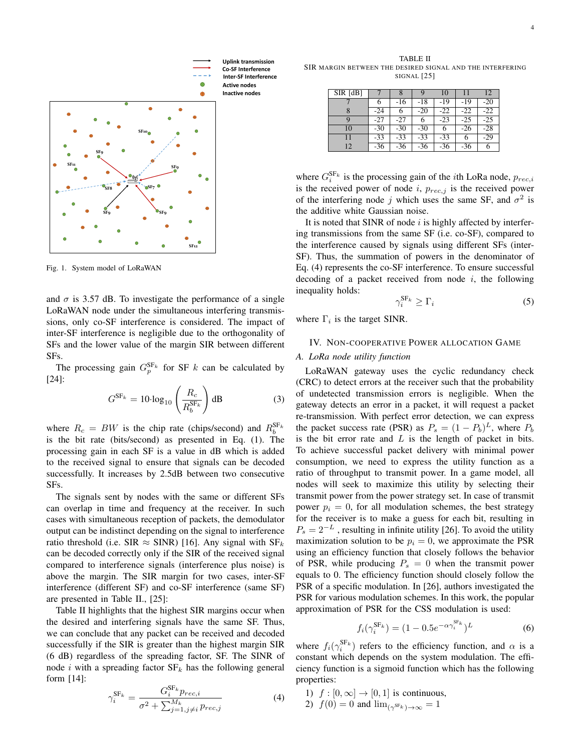Fig. 1. System model of LoRaWAN

and $\sigma$ is 3.57 dB. To investigate the performance of a single LoRaWAN node under the simultaneous interfering transmissions, only co-SF interference is considered. The impact of inter-SF interference is negligible due to the orthogonality of SFs and the lower value of the margin SIR between different SFs.

The processing gain $G_p^{\text{SF}_k}$ for SF $k$ can be calculated by [24]:

$$G^{\text{SF}_k} = 10 \cdot \log_{10}\left(\frac{R_c}{R_b^{\text{SF}_k}}\right) \text{dB} \tag{3}$$

where $R_c = BW$ is the chip rate (chips/second) and $R_b^{\text{SF}_k}$ is the bit rate (bits/second) as presented in Eq. (1). The processing gain in each SF is a value in dB which is added to the received signal to ensure that signals can be decoded successfully. It increases by 2.5dB between two consecutive SFs.

The signals sent by nodes with the same or different SFs can overlap in time and frequency at the receiver. In such cases with simultaneous reception of packets, the demodulator output can be indistinct depending on the signal to interference ratio threshold (i.e. SIR ≈ SINR) [16]. Any signal with $\text{SF}_k$ can be decoded correctly only if the SIR of the received signal compared to interference signals (interference plus noise) is above the margin. The SIR margin for two cases, inter-SF interference (different SF) and co-SF interference (same SF) are presented in Table II., [25]:

TABLE II
SIR MARGIN BETWEEN THE DESIRED SIGNAL AND THE INTERFERING SIGNAL [25]

| SIR [dB] | 7 | 8 | 9 | 10 | 11 | 12 |
|---|---|---|---|---|---|---|
| 7 | 6 | -16 | -18 | -19 | -19 | -20 |
| 8 | -24 | 6 | -20 | -22 | -22 | -22 |
| 9 | -27 | -27 | 6 | -23 | -25 | -25 |
| 10 | -30 | -30 | -30 | 6 | -26 | -28 |
| 11 | -33 | -33 | -33 | -33 | 6 | -29 |
| 12 | -36 | -36 | -36 | -36 | -36 | 6 |

Table II highlights that the highest SIR margins occur when the desired and interfering signals have the same SF. Thus, we can conclude that any packet can be received and decoded successfully if the SIR is greater than the highest margin SIR (6 dB) regardless of the spreading factor, SF. The SINR of node $i$ with a spreading factor $\text{SF}_k$ has the following general form [14]:

$$\gamma_i^{\text{SF}_k} = \frac{G_i^{\text{SF}_k} p_{rec,i}}{\sigma^2 + \sum_{j=1, j \neq i}^{M_k} p_{rec,j}} \tag{4}$$

where $G_i^{\text{SF}_k}$ is the processing gain of the $i$th LoRa node, $p_{rec,i}$ is the received power of node $i$, $p_{rec,j}$ is the received power of the interfering node $j$ which uses the same SF, and $\sigma^2$ is the additive white Gaussian noise.

It is noted that SINR of node $i$ is highly affected by interfering transmissions from the same SF (i.e. co-SF), compared to the interference caused by signals using different SFs (inter-SF). Thus, the summation of powers in the denominator of Eq. (4) represents the co-SF interference. To ensure successful decoding of a packet received from node $i$, the following inequality holds:

$$\gamma_i^{\text{SF}_k} \geq \Gamma_i \tag{5}$$

where $\Gamma_i$ is the target SINR.

## IV. Non-cooperative Power Allocation Game

### A. LoRa node utility function

LoRaWAN gateway uses the cyclic redundancy check (CRC) to detect errors at the receiver such that the probability of undetected transmission errors is negligible. When the gateway detects an error in a packet, it will request a packet re-transmission. With perfect error detection, we can express the packet success rate (PSR) as $P_s = (1 - P_b)^L$, where $P_b$ is the bit error rate and $L$ is the length of packet in bits. To achieve successful packet delivery with minimal power consumption, we need to express the utility function as a ratio of throughput to transmit power. In a game model, all nodes will seek to maximize this utility by selecting their transmit power from the power strategy set. In case of transmit power $p_i = 0$, for all modulation schemes, the best strategy for the receiver is to make a guess for each bit, resulting in $P_s = 2^{-L}$ , resulting in infinite utility [26]. To avoid the utility maximization solution to be $p_i = 0$, we approximate the PSR using an efficiency function that closely follows the behavior of PSR, while producing $P_s = 0$ when the transmit power equals to 0. The efficiency function should closely follow the PSR of a specific modulation. In [26], authors investigated the PSR for various modulation schemes. In this work, the popular approximation of PSR for the CSS modulation is used:

$$f_i(\gamma_i^{\text{SF}_k}) = (1 - 0.5e^{-\alpha\gamma_i^{\text{SF}_k}})^L \tag{6}$$

where $f_i(\gamma_i^{\text{SF}_k})$ refers to the efficiency function, and $\alpha$ is a constant which depends on the system modulation. The efficiency function is a sigmoid function which has the following properties:

1) $f : [0, \infty] \to [0, 1]$ is continuous,
2) $f(0) = 0$ and $\lim_{(\gamma^{\text{SF}_k}) \to \infty} = 1$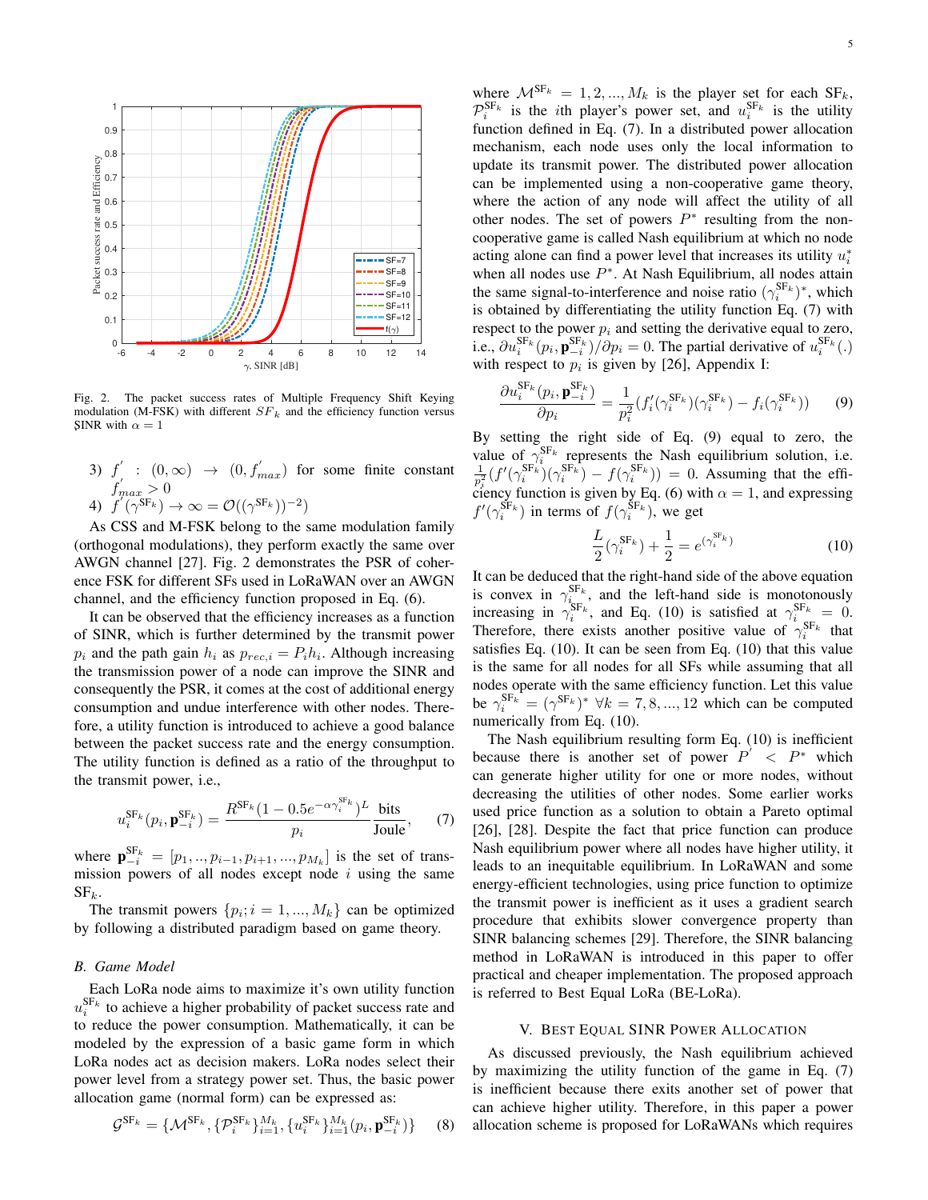Fig. 2. The packet success rates of Multiple Frequency Shift Keying modulation (M-FSK) with different $SF_k$ and the efficiency function versus SINR with $\alpha = 1$

3) $f' : (0, \infty) \rightarrow (0, f'_{max})$ for some finite constant $f'_{max} > 0$
4) $f'(\gamma^{\text{SF}_k}) \rightarrow \infty = \mathcal{O}((\gamma^{\text{SF}_k})^{-2})$

As CSS and M-FSK belong to the same modulation family (orthogonal modulations), they perform exactly the same over AWGN channel [27]. Fig. 2 demonstrates the PSR of coherence FSK for different SFs used in LoRaWAN over an AWGN channel, and the efficiency function proposed in Eq. (6).

It can be observed that the efficiency increases as a function of SINR, which is further determined by the transmit power $p_i$ and the path gain $h_i$ as $p_{rec,i} = P_i h_i$. Although increasing the transmission power of a node can improve the SINR and consequently the PSR, it comes at the cost of additional energy consumption and undue interference with other nodes. Therefore, a utility function is introduced to achieve a good balance between the packet success rate and the energy consumption. The utility function is defined as a ratio of the throughput to the transmit power, i.e.,

$$u_i^{\text{SF}_k}(p_i, \mathbf{p}_{-i}^{\text{SF}_k}) = \frac{R^{\text{SF}_k}(1 - 0.5e^{-\alpha\gamma_i^{\text{SF}_k}})^L}{p_i} \frac{\text{bits}}{\text{Joule}}, \quad (7)$$

where $\mathbf{p}_{-i}^{\text{SF}_k} = [p_1, .., p_{i-1}, p_{i+1}, ..., p_{M_k}]$ is the set of transmission powers of all nodes except node $i$ using the same $\text{SF}_k$.

The transmit powers $\{p_i; i = 1, ..., M_k\}$ can be optimized by following a distributed paradigm based on game theory.

### B. Game Model

Each LoRa node aims to maximize it's own utility function $u_i^{\text{SF}_k}$ to achieve a higher probability of packet success rate and to reduce the power consumption. Mathematically, it can be modeled by the expression of a basic game form in which LoRa nodes act as decision makers. LoRa nodes select their power level from a strategy power set. Thus, the basic power allocation game (normal form) can be expressed as:

$$\mathcal{G}^{\text{SF}_k} = \{\mathcal{M}^{\text{SF}_k}, \{\mathcal{P}_i^{\text{SF}_k}\}_{i=1}^{M_k}, \{u_i^{\text{SF}_k}\}_{i=1}^{M_k}(p_i, \mathbf{p}_{-i}^{\text{SF}_k})\} \quad (8)$$

where $\mathcal{M}^{\text{SF}_k} = 1, 2, ..., M_k$ is the player set for each $\text{SF}_k$, $\mathcal{P}_i^{\text{SF}_k}$ is the $i$th player's power set, and $u_i^{\text{SF}_k}$ is the utility function defined in Eq. (7). In a distributed power allocation mechanism, each node uses only the local information to update its transmit power. The distributed power allocation can be implemented using a non-cooperative game theory, where the action of any node will affect the utility of all other nodes. The set of powers $P^*$ resulting from the non-cooperative game is called Nash equilibrium at which no node acting alone can find a power level that increases its utility $u_i^*$ when all nodes use $P^*$. At Nash Equilibrium, all nodes attain the same signal-to-interference and noise ratio $(\gamma_i^{\text{SF}_k})^*$, which is obtained by differentiating the utility function Eq. (7) with respect to the power $p_i$ and setting the derivative equal to zero, i.e., $\partial u_i^{\text{SF}_k}(p_i, \mathbf{p}_{-i}^{\text{SF}_k})/\partial p_i = 0$. The partial derivative of $u_i^{\text{SF}_k}(.)$ with respect to $p_i$ is given by [26], Appendix I:

$$\frac{\partial u_i^{\text{SF}_k}(p_i, \mathbf{p}_{-i}^{\text{SF}_k})}{\partial p_i} = \frac{1}{p_i^2}(f_i'(\gamma_i^{\text{SF}_k})(\gamma_i^{\text{SF}_k}) - f_i(\gamma_i^{\text{SF}_k})) \quad (9)$$

By setting the right side of Eq. (9) equal to zero, the value of $\gamma_i^{\text{SF}_k}$ represents the Nash equilibrium solution, i.e. $\frac{1}{p_i^2}(f'(\gamma_i^{\text{SF}_k})(\gamma_i^{\text{SF}_k}) - f(\gamma_i^{\text{SF}_k})) = 0$. Assuming that the efficiency function is given by Eq. (6) with $\alpha = 1$, and expressing $f'(\gamma_i^{\text{SF}_k})$ in terms of $f(\gamma_i^{\text{SF}_k})$, we get

$$\frac{L}{2}(\gamma_i^{\text{SF}_k}) + \frac{1}{2} = e^{(\gamma_i^{\text{SF}_k})} \quad (10)$$

It can be deduced that the right-hand side of the above equation is convex in $\gamma_i^{\text{SF}_k}$, and the left-hand side is monotonously increasing in $\gamma_i^{\text{SF}_k}$, and Eq. (10) is satisfied at $\gamma_i^{\text{SF}_k} = 0$. Therefore, there exists another positive value of $\gamma_i^{\text{SF}_k}$ that satisfies Eq. (10). It can be seen from Eq. (10) that this value is the same for all nodes for all SFs while assuming that all nodes operate with the same efficiency function. Let this value be $\gamma_i^{\text{SF}_k} = (\gamma^{\text{SF}_k})^* \; \forall k = 7, 8, ..., 12$ which can be computed numerically from Eq. (10).

The Nash equilibrium resulting form Eq. (10) is inefficient because there is another set of power $P' < P^*$ which can generate higher utility for one or more nodes, without decreasing the utilities of other nodes. Some earlier works used price function as a solution to obtain a Pareto optimal [26], [28]. Despite the fact that price function can produce Nash equilibrium power where all nodes have higher utility, it leads to an inequitable equilibrium. In LoRaWAN and some energy-efficient technologies, using price function to optimize the transmit power is inefficient as it uses a gradient search procedure that exhibits slower convergence property than SINR balancing schemes [29]. Therefore, the SINR balancing method in LoRaWAN is introduced in this paper to offer practical and cheaper implementation. The proposed approach is referred to Best Equal LoRa (BE-LoRa).

## V. Best Equal SINR Power Allocation

As discussed previously, the Nash equilibrium achieved by maximizing the utility function of the game in Eq. (7) is inefficient because there exits another set of power that can achieve higher utility. Therefore, in this paper a power allocation scheme is proposed for LoRaWANs which requires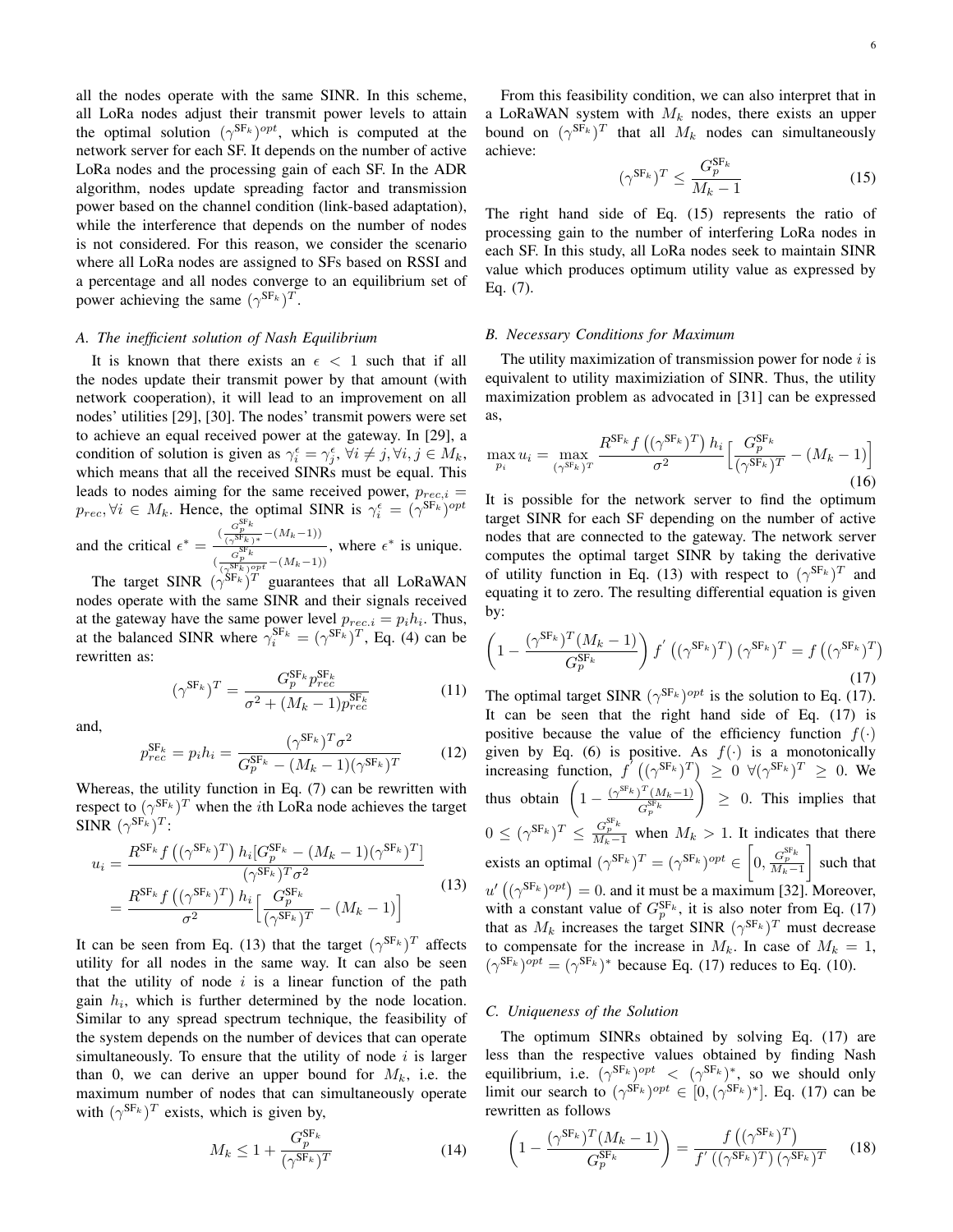all the nodes operate with the same SINR. In this scheme, all LoRa nodes adjust their transmit power levels to attain the optimal solution $(\gamma^{\text{SF}_k})^{opt}$, which is computed at the network server for each SF. It depends on the number of active LoRa nodes and the processing gain of each SF. In the ADR algorithm, nodes update spreading factor and transmission power based on the channel condition (link-based adaptation), while the interference that depends on the number of nodes is not considered. For this reason, we consider the scenario where all LoRa nodes are assigned to SFs based on RSSI and a percentage and all nodes converge to an equilibrium set of power achieving the same $(\gamma^{\text{SF}_k})^T$.

### *A. The inefficient solution of Nash Equilibrium*

It is known that there exists an $\epsilon < 1$ such that if all the nodes update their transmit power by that amount (with network cooperation), it will lead to an improvement on all nodes' utilities [29], [30]. The nodes' transmit powers were set to achieve an equal received power at the gateway. In [29], a condition of solution is given as $\gamma_i^{\epsilon} = \gamma_j^{\epsilon}, \forall i \neq j, \forall i, j \in M_k$, which means that all the received SINRs must be equal. This leads to nodes aiming for the same received power, $p_{rec,i} = p_{rec}, \forall i \in M_k$. Hence, the optimal SINR is $\gamma_i^{\epsilon} = (\gamma^{\text{SF}_k})^{opt}$ and the critical $\epsilon^* = \frac{(\frac{G_p^{\text{SF}_k}}{(\gamma^{\text{SF}_k})^*} - (M_k-1))}{(\frac{G_p^{\text{SF}_k}}{(\gamma^{\text{SF}_k})^{opt}} - (M_k-1))}$, where $\epsilon^*$ is unique.

The target SINR $(\gamma^{\text{SF}_k})^T$ guarantees that all LoRaWAN nodes operate with the same SINR and their signals received at the gateway have the same power level $p_{rec.i} = p_i h_i$. Thus, at the balanced SINR where $\gamma_i^{\text{SF}_k} = (\gamma^{\text{SF}_k})^T$, Eq. (4) can be rewritten as:

$$(\gamma^{\text{SF}_k})^T = \frac{G_p^{\text{SF}_k} p_{rec}^{\text{SF}_k}}{\sigma^2 + (M_k - 1) p_{rec}^{\text{SF}_k}} \tag{11}$$

and,

$$p_{rec}^{\text{SF}_k} = p_i h_i = \frac{(\gamma^{\text{SF}_k})^T \sigma^2}{G_p^{\text{SF}_k} - (M_k - 1)(\gamma^{\text{SF}_k})^T} \tag{12}$$

Whereas, the utility function in Eq. (7) can be rewritten with respect to $(\gamma^{\text{SF}_k})^T$ when the $i$th LoRa node achieves the target SINR $(\gamma^{\text{SF}_k})^T$:

$$\begin{aligned} u_i &= \frac{R^{\text{SF}_k} f\left((\gamma^{\text{SF}_k})^T\right) h_i [G_p^{\text{SF}_k} - (M_k - 1)(\gamma^{\text{SF}_k})^T]}{(\gamma^{\text{SF}_k})^T \sigma^2} \\ &= \frac{R^{\text{SF}_k} f\left((\gamma^{\text{SF}_k})^T\right) h_i}{\sigma^2} \Big[ \frac{G_p^{\text{SF}_k}}{(\gamma^{\text{SF}_k})^T} - (M_k - 1) \Big] \end{aligned} \tag{13}$$

It can be seen from Eq. (13) that the target $(\gamma^{\text{SF}_k})^T$ affects utility for all nodes in the same way. It can also be seen that the utility of node $i$ is a linear function of the path gain $h_i$, which is further determined by the node location. Similar to any spread spectrum technique, the feasibility of the system depends on the number of devices that can operate simultaneously. To ensure that the utility of node $i$ is larger than 0, we can derive an upper bound for $M_k$, i.e. the maximum number of nodes that can simultaneously operate with $(\gamma^{\text{SF}_k})^T$ exists, which is given by,

$$M_k \leq 1 + \frac{G_p^{\text{SF}_k}}{(\gamma^{\text{SF}_k})^T} \tag{14}$$

From this feasibility condition, we can also interpret that in a LoRaWAN system with $M_k$ nodes, there exists an upper bound on $(\gamma^{\text{SF}_k})^T$ that all $M_k$ nodes can simultaneously achieve:

$$(\gamma^{\text{SF}_k})^T \leq \frac{G_p^{\text{SF}_k}}{M_k - 1} \tag{15}$$

The right hand side of Eq. (15) represents the ratio of processing gain to the number of interfering LoRa nodes in each SF. In this study, all LoRa nodes seek to maintain SINR value which produces optimum utility value as expressed by Eq. (7).

### *B. Necessary Conditions for Maximum*

The utility maximization of transmission power for node $i$ is equivalent to utility maximiziation of SINR. Thus, the utility maximization problem as advocated in [31] can be expressed as,

$$\max_{p_i} u_i = \max_{(\gamma^{\text{SF}_k})^T} \frac{R^{\text{SF}_k} f\left((\gamma^{\text{SF}_k})^T\right) h_i}{\sigma^2} \Big[ \frac{G_p^{\text{SF}_k}}{(\gamma^{\text{SF}_k})^T} - (M_k - 1) \Big] \tag{16}$$

It is possible for the network server to find the optimum target SINR for each SF depending on the number of active nodes that are connected to the gateway. The network server computes the optimal target SINR by taking the derivative of utility function in Eq. (13) with respect to $(\gamma^{\text{SF}_k})^T$ and equating it to zero. The resulting differential equation is given by:

$$\left(1 - \frac{(\gamma^{\text{SF}_k})^T (M_k - 1)}{G_p^{\text{SF}_k}}\right) f'\left((\gamma^{\text{SF}_k})^T\right) (\gamma^{\text{SF}_k})^T = f\left((\gamma^{\text{SF}_k})^T\right) \tag{17}$$

The optimal target SINR $(\gamma^{\text{SF}_k})^{opt}$ is the solution to Eq. (17). It can be seen that the right hand side of Eq. (17) is positive because the value of the efficiency function $f(\cdot)$ given by Eq. (6) is positive. As $f(\cdot)$ is a monotonically increasing function, $f'\left((\gamma^{\text{SF}_k})^T\right) \geq 0 \ \forall (\gamma^{\text{SF}_k})^T \geq 0$. We thus obtain $\left(1 - \frac{(\gamma^{\text{SF}_k})^T (M_k - 1)}{G_p^{\text{SF}_k}}\right) \geq 0$. This implies that $0 \leq (\gamma^{\text{SF}_k})^T \leq \frac{G_p^{\text{SF}_k}}{M_k - 1}$ when $M_k > 1$. It indicates that there exists an optimal $(\gamma^{\text{SF}_k})^T = (\gamma^{\text{SF}_k})^{opt} \in \left[0, \frac{G_p^{\text{SF}_k}}{M_k - 1}\right]$ such that $u'\left((\gamma^{\text{SF}_k})^{opt}\right) = 0$. and it must be a maximum [32]. Moreover, with a constant value of $G_p^{\text{SF}_k}$, it is also noter from Eq. (17) that as $M_k$ increases the target SINR $(\gamma^{\text{SF}_k})^T$ must decrease to compensate for the increase in $M_k$. In case of $M_k = 1$, $(\gamma^{\text{SF}_k})^{opt} = (\gamma^{\text{SF}_k})^*$ because Eq. (17) reduces to Eq. (10).

### *C. Uniqueness of the Solution*

The optimum SINRs obtained by solving Eq. (17) are less than the respective values obtained by finding Nash equilibrium, i.e. $(\gamma^{\text{SF}_k})^{opt} < (\gamma^{\text{SF}_k})^*$, so we should only limit our search to $(\gamma^{\text{SF}_k})^{opt} \in [0, (\gamma^{\text{SF}_k})^*]$. Eq. (17) can be rewritten as follows

$$\left(1 - \frac{(\gamma^{\text{SF}_k})^T (M_k - 1)}{G_p^{\text{SF}_k}}\right) = \frac{f\left((\gamma^{\text{SF}_k})^T\right)}{f'\left((\gamma^{\text{SF}_k})^T\right) (\gamma^{\text{SF}_k})^T} \tag{18}$$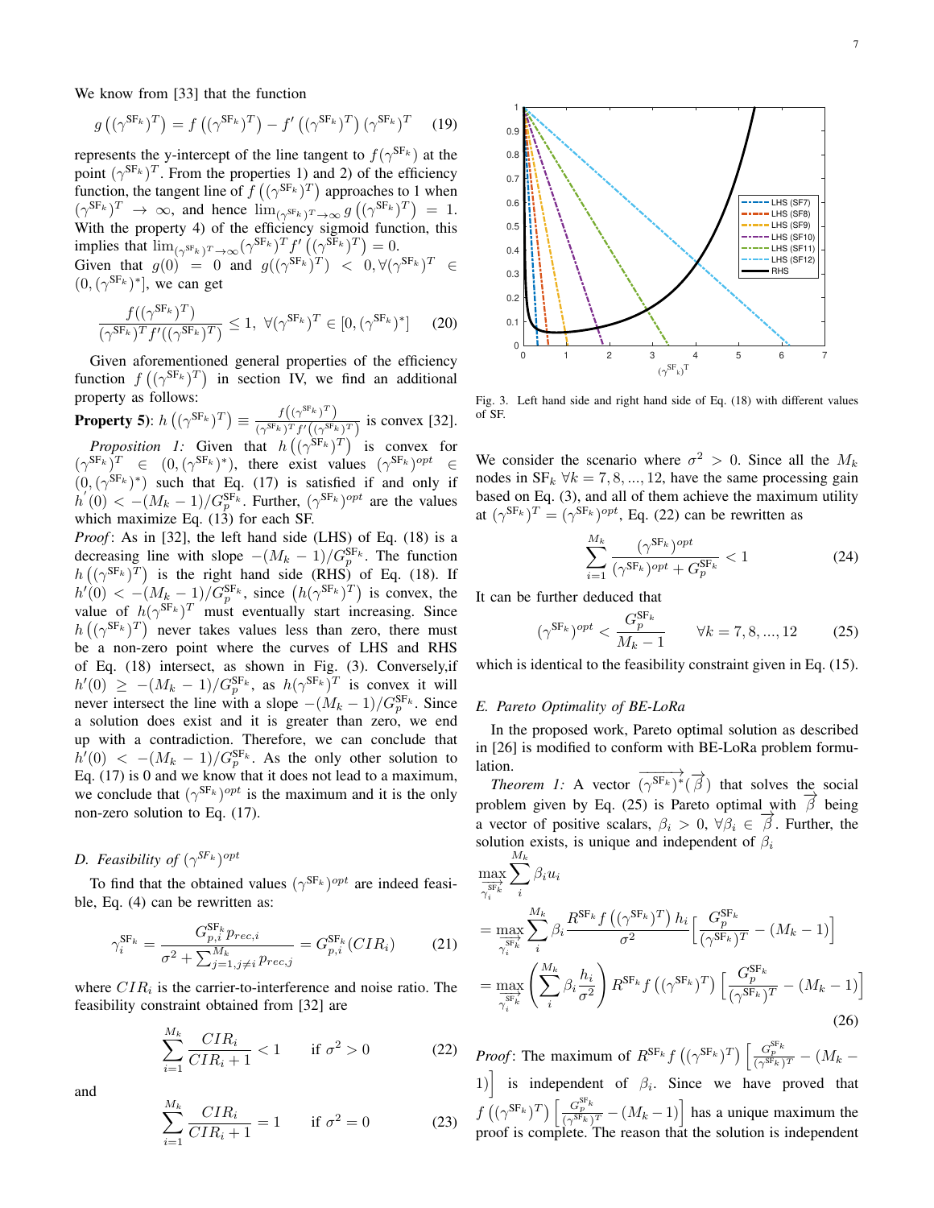We know from [33] that the function

$$g\left((\gamma^{\mathrm{SF}_k})^T\right) = f\left((\gamma^{\mathrm{SF}_k})^T\right) - f'\left((\gamma^{\mathrm{SF}_k})^T\right)(\gamma^{\mathrm{SF}_k})^T \quad (19)$$

represents the y-intercept of the line tangent to $f(\gamma^{\mathrm{SF}_k})$ at the point $(\gamma^{\mathrm{SF}_k})^T$. From the properties 1) and 2) of the efficiency function, the tangent line of $f\left((\gamma^{\mathrm{SF}_k})^T\right)$ approaches to 1 when $(\gamma^{\mathrm{SF}_k})^T \to \infty$, and hence $\lim_{(\gamma^{\mathrm{SF}_k})^T \to \infty} g\left((\gamma^{\mathrm{SF}_k})^T\right) = 1$. With the property 4) of the efficiency sigmoid function, this implies that $\lim_{(\gamma^{\mathrm{SF}_k})^T \to \infty} (\gamma^{\mathrm{SF}_k})^T f'\left((\gamma^{\mathrm{SF}_k})^T\right) = 0$.
Given that $g(0) = 0$ and $g((\gamma^{\mathrm{SF}_k})^T) < 0, \forall (\gamma^{\mathrm{SF}_k})^T \in (0, (\gamma^{\mathrm{SF}_k})^*]$, we can get

$$\frac{f((\gamma^{\mathrm{SF}_k})^T)}{(\gamma^{\mathrm{SF}_k})^T f'((\gamma^{\mathrm{SF}_k})^T)} \leq 1, \ \forall (\gamma^{\mathrm{SF}_k})^T \in [0, (\gamma^{\mathrm{SF}_k})^*] \quad (20)$$

Given aforementioned general properties of the efficiency function $f\left((\gamma^{\mathrm{SF}_k})^T\right)$ in section IV, we find an additional property as follows:

**Property 5)**: $h\left((\gamma^{\mathrm{SF}_k})^T\right) \equiv \frac{f\left((\gamma^{\mathrm{SF}_k})^T\right)}{(\gamma^{\mathrm{SF}_k})^T f'\left((\gamma^{\mathrm{SF}_k})^T\right)}$ is convex [32].

*Proposition 1:* Given that $h\left((\gamma^{\mathrm{SF}_k})^T\right)$ is convex for $(\gamma^{\mathrm{SF}_k})^T \in (0, (\gamma^{\mathrm{SF}_k})^*)$, there exist values $(\gamma^{\mathrm{SF}_k})^{opt} \in (0, (\gamma^{\mathrm{SF}_k})^*)$ such that Eq. (17) is satisfied if and only if $h'(0) < -(M_k - 1)/G_p^{\mathrm{SF}_k}$. Further, $(\gamma^{\mathrm{SF}_k})^{opt}$ are the values which maximize Eq. (13) for each SF.

*Proof*: As in [32], the left hand side (LHS) of Eq. (18) is a decreasing line with slope $-(M_k - 1)/G_p^{\mathrm{SF}_k}$. The function $h\left((\gamma^{\mathrm{SF}_k})^T\right)$ is the right hand side (RHS) of Eq. (18). If $h'(0) < -(M_k - 1)/G_p^{\mathrm{SF}_k}$, since $\left(h(\gamma^{\mathrm{SF}_k})^T\right)$ is convex, the value of $h(\gamma^{\mathrm{SF}_k})^T$ must eventually start increasing. Since $h\left((\gamma^{\mathrm{SF}_k})^T\right)$ never takes values less than zero, there must be a non-zero point where the curves of LHS and RHS of Eq. (18) intersect, as shown in Fig. (3). Conversely,if $h'(0) \geq -(M_k - 1)/G_p^{\mathrm{SF}_k}$, as $h(\gamma^{\mathrm{SF}_k})^T$ is convex it will never intersect the line with a slope $-(M_k - 1)/G_p^{\mathrm{SF}_k}$. Since a solution does exist and it is greater than zero, we end up with a contradiction. Therefore, we can conclude that $h'(0) < -(M_k - 1)/G_p^{\mathrm{SF}_k}$. As the only other solution to Eq. (17) is 0 and we know that it does not lead to a maximum, we conclude that $(\gamma^{\mathrm{SF}_k})^{opt}$ is the maximum and it is the only non-zero solution to Eq. (17).

### D. Feasibility of $(\gamma^{SF_k})^{opt}$

To find that the obtained values $(\gamma^{\mathrm{SF}_k})^{opt}$ are indeed feasible, Eq. (4) can be rewritten as:

$$\gamma_i^{\mathrm{SF}_k} = \frac{G_{p,i}^{\mathrm{SF}_k} p_{rec,i}}{\sigma^2 + \sum_{j=1, j\neq i}^{M_k} p_{rec,j}} = G_{p,i}^{\mathrm{SF}_k}(CIR_i) \quad (21)$$

where $CIR_i$ is the carrier-to-interference and noise ratio. The feasibility constraint obtained from [32] are

$$\sum_{i=1}^{M_k} \frac{CIR_i}{CIR_i + 1} < 1 \qquad \text{if } \sigma^2 > 0 \quad (22)$$

and

$$\sum_{i=1}^{M_k} \frac{CIR_i}{CIR_i + 1} = 1 \qquad \text{if } \sigma^2 = 0 \quad (23)$$

Fig. 3. Left hand side and right hand side of Eq. (18) with different values of SF.

We consider the scenario where $\sigma^2 > 0$. Since all the $M_k$ nodes in $\mathrm{SF}_k \ \forall k = 7, 8, ..., 12$, have the same processing gain based on Eq. (3), and all of them achieve the maximum utility at $(\gamma^{\mathrm{SF}_k})^T = (\gamma^{\mathrm{SF}_k})^{opt}$, Eq. (22) can be rewritten as

$$\sum_{i=1}^{M_k} \frac{(\gamma^{\mathrm{SF}_k})^{opt}}{(\gamma^{\mathrm{SF}_k})^{opt} + G_p^{\mathrm{SF}_k}} < 1 \quad (24)$$

It can be further deduced that

$$(\gamma^{\mathrm{SF}_k})^{opt} < \frac{G_p^{\mathrm{SF}_k}}{M_k - 1} \qquad \forall k = 7, 8, ..., 12 \quad (25)$$

which is identical to the feasibility constraint given in Eq. (15).

### E. Pareto Optimality of BE-LoRa

In the proposed work, Pareto optimal solution as described in [26] is modified to conform with BE-LoRa problem formulation.

*Theorem 1:* A vector $\overrightarrow{(\gamma^{\mathrm{SF}_k})^*}(\overrightarrow{\beta})$ that solves the social problem given by Eq. (25) is Pareto optimal with $\overrightarrow{\beta}$ being a vector of positive scalars, $\beta_i > 0, \forall \beta_i \in \overrightarrow{\beta}$. Further, the solution exists, is unique and independent of $\beta_i$

$$\begin{aligned}
&\max_{\overrightarrow{\gamma_i^{\mathrm{SF}_k}}} \sum_i^{M_k} \beta_i u_i \\
&= \max_{\overrightarrow{\gamma_i^{\mathrm{SF}_k}}} \sum_i^{M_k} \beta_i \frac{R^{\mathrm{SF}_k} f\left((\gamma^{\mathrm{SF}_k})^T\right) h_i}{\sigma^2} \Big[\frac{G_p^{\mathrm{SF}_k}}{(\gamma^{\mathrm{SF}_k})^T} - (M_k - 1)\Big] \\
&= \max_{\overrightarrow{\gamma_i^{\mathrm{SF}_k}}} \left(\sum_i^{M_k} \beta_i \frac{h_i}{\sigma^2}\right) R^{\mathrm{SF}_k} f\left((\gamma^{\mathrm{SF}_k})^T\right) \Big[\frac{G_p^{\mathrm{SF}_k}}{(\gamma^{\mathrm{SF}_k})^T} - (M_k - 1)\Big]
\end{aligned} \quad (26)$$

*Proof*: The maximum of $R^{\mathrm{SF}_k} f\left((\gamma^{\mathrm{SF}_k})^T\right)\Big[\frac{G_p^{\mathrm{SF}_k}}{(\gamma^{\mathrm{SF}_k})^T} - (M_k - 1)\Big]$ is independent of $\beta_i$. Since we have proved that $f\left((\gamma^{\mathrm{SF}_k})^T\right)\Big[\frac{G_p^{\mathrm{SF}_k}}{(\gamma^{\mathrm{SF}_k})^T} - (M_k - 1)\Big]$ has a unique maximum the proof is complete. The reason that the solution is independent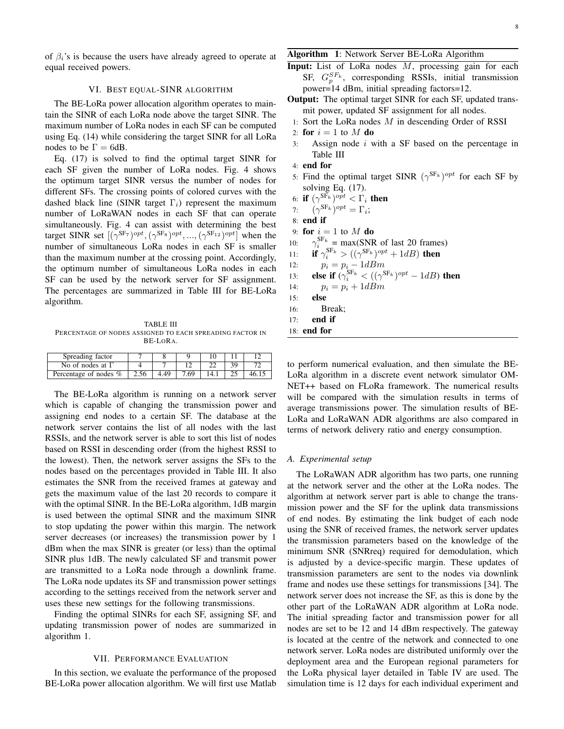of $\beta_i$'s is because the users have already agreed to operate at equal received powers.

## VI. Best Equal-SINR Algorithm

The BE-LoRa power allocation algorithm operates to maintain the SINR of each LoRa node above the target SINR. The maximum number of LoRa nodes in each SF can be computed using Eq. (14) while considering the target SINR for all LoRa nodes to be $\Gamma = 6$dB.

Eq. (17) is solved to find the optimal target SINR for each SF given the number of LoRa nodes. Fig. 4 shows the optimum target SINR versus the number of nodes for different SFs. The crossing points of colored curves with the dashed black line (SINR target $\Gamma_i$) represent the maximum number of LoRaWAN nodes in each SF that can operate simultaneously. Fig. 4 can assist with determining the best target SINR set $[(\gamma^{\mathrm{SF}_7})^{opt}, (\gamma^{\mathrm{SF}_8})^{opt}, ..., (\gamma^{\mathrm{SF}_{12}})^{opt}]$ when the number of simultaneous LoRa nodes in each SF is smaller than the maximum number at the crossing point. Accordingly, the optimum number of simultaneous LoRa nodes in each SF can be used by the network server for SF assignment. The percentages are summarized in Table III for BE-LoRa algorithm.

TABLE III
Percentage of nodes assigned to each spreading factor in BE-LoRa.

| Spreading factor | 7 | 8 | 9 | 10 | 11 | 12 |
|---|---|---|---|---|---|---|
| No of nodes at $\Gamma$ | 4 | 7 | 12 | 22 | 39 | 72 |
| Percentage of nodes % | 2.56 | 4.49 | 7.69 | 14.1 | 25 | 46.15 |

The BE-LoRa algorithm is running on a network server which is capable of changing the transmission power and assigning end nodes to a certain SF. The database at the network server contains the list of all nodes with the last RSSIs, and the network server is able to sort this list of nodes based on RSSI in descending order (from the highest RSSI to the lowest). Then, the network server assigns the SFs to the nodes based on the percentages provided in Table III. It also estimates the SNR from the received frames at gateway and gets the maximum value of the last 20 records to compare it with the optimal SINR. In the BE-LoRa algorithm, 1dB margin is used between the optimal SINR and the maximum SINR to stop updating the power within this margin. The network server decreases (or increases) the transmission power by 1 dBm when the max SINR is greater (or less) than the optimal SINR plus 1dB. The newly calculated SF and transmit power are transmitted to a LoRa node through a downlink frame. The LoRa node updates its SF and transmission power settings according to the settings received from the network server and uses these new settings for the following transmissions.

Finding the optimal SINRs for each SF, assigning SF, and updating transmission power of nodes are summarized in algorithm 1.

**Algorithm 1**: Network Server BE-LoRa Algorithm

**Input:** List of LoRa nodes $M$, processing gain for each SF, $G_p^{SF_k}$, corresponding RSSIs, initial transmission power=14 dBm, initial spreading factors=12.

**Output:** The optimal target SINR for each SF, updated transmit power, updated SF assignment for all nodes.

```
1:  Sort the LoRa nodes M in descending Order of RSSI
2:  for i = 1 to M do
3:      Assign node i with a SF based on the percentage in Table III
4:  end for
5:  Find the optimal target SINR (γ^SFk)^opt for each SF by solving Eq. (17).
6:  if (γ^SFk)^opt < Γ_i then
7:      (γ^SFk)^opt = Γ_i;
8:  end if
9:  for i = 1 to M do
10:     γ_i^SFk = max(SNR of last 20 frames)
11:     if γ_i^SFk > ((γ^SFk)^opt + 1dB) then
12:         p_i = p_i − 1dBm
13:     else if (γ_i^SFk < ((γ^SFk)^opt − 1dB) then
14:         p_i = p_i + 1dBm
15:     else
16:         Break;
17:     end if
18: end for
```

## VII. Performance Evaluation

In this section, we evaluate the performance of the proposed BE-LoRa power allocation algorithm. We will first use Matlab to perform numerical evaluation, and then simulate the BE-LoRa algorithm in a discrete event network simulator OMNET++ based on FLoRa framework. The numerical results will be compared with the simulation results in terms of average transmissions power. The simulation results of BE-LoRa and LoRaWAN ADR algorithms are also compared in terms of network delivery ratio and energy consumption.

### A. Experimental setup

The LoRaWAN ADR algorithm has two parts, one running at the network server and the other at the LoRa nodes. The algorithm at network server part is able to change the transmission power and the SF for the uplink data transmissions of end nodes. By estimating the link budget of each node using the SNR of received frames, the network server updates the transmission parameters based on the knowledge of the minimum SNR (SNRreq) required for demodulation, which is adjusted by a device-specific margin. These updates of transmission parameters are sent to the nodes via downlink frame and nodes use these settings for transmissions [34]. The network server does not increase the SF, as this is done by the other part of the LoRaWAN ADR algorithm at LoRa node. The initial spreading factor and transmission power for all nodes are set to be 12 and 14 dBm respectively. The gateway is located at the centre of the network and connected to one network server. LoRa nodes are distributed uniformly over the deployment area and the European regional parameters for the LoRa physical layer detailed in Table IV are used. The simulation time is 12 days for each individual experiment and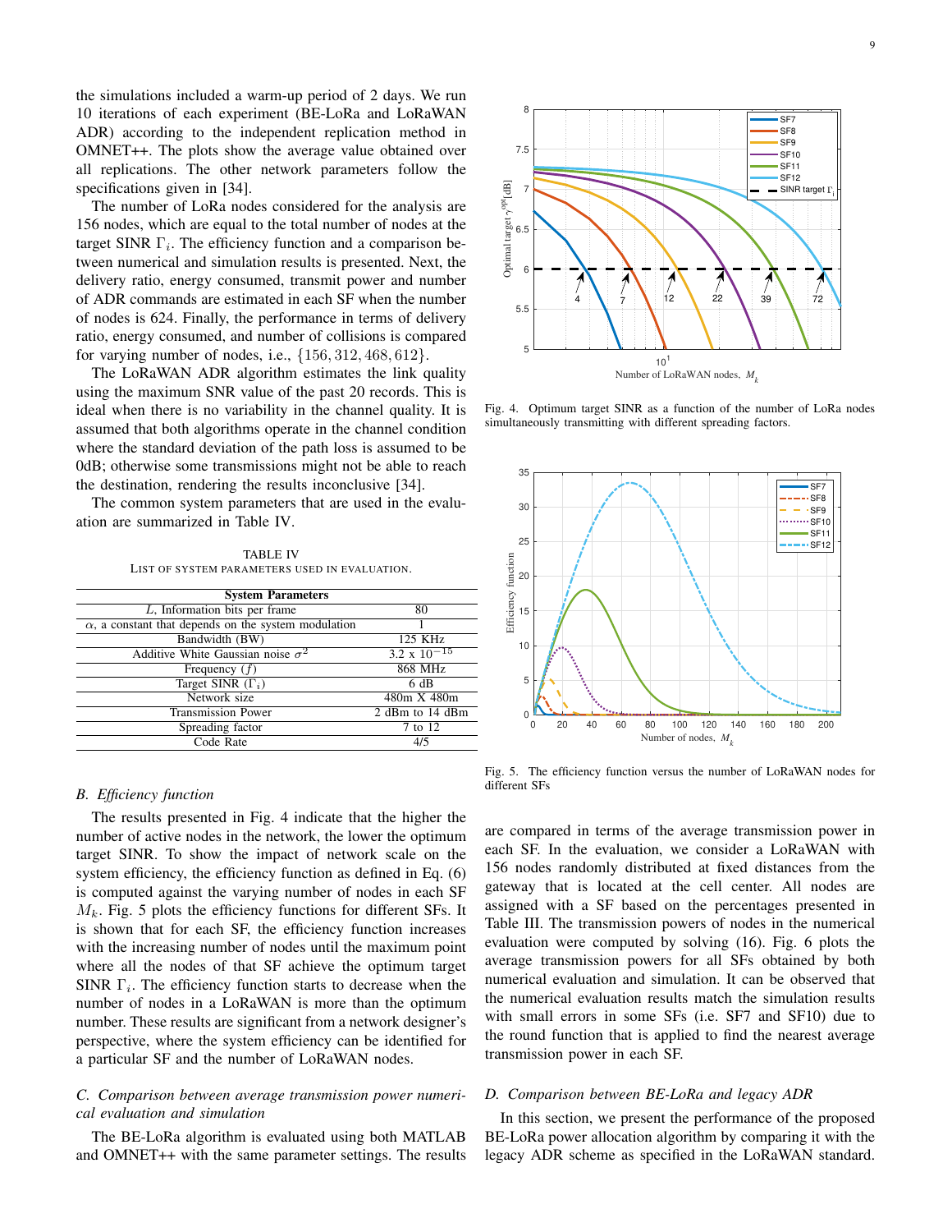the simulations included a warm-up period of 2 days. We run 10 iterations of each experiment (BE-LoRa and LoRaWAN ADR) according to the independent replication method in OMNET++. The plots show the average value obtained over all replications. The other network parameters follow the specifications given in [34].

The number of LoRa nodes considered for the analysis are 156 nodes, which are equal to the total number of nodes at the target SINR $\Gamma_i$. The efficiency function and a comparison between numerical and simulation results is presented. Next, the delivery ratio, energy consumed, transmit power and number of ADR commands are estimated in each SF when the number of nodes is 624. Finally, the performance in terms of delivery ratio, energy consumed, and number of collisions is compared for varying number of nodes, i.e., $\{156, 312, 468, 612\}$.

The LoRaWAN ADR algorithm estimates the link quality using the maximum SNR value of the past 20 records. This is ideal when there is no variability in the channel quality. It is assumed that both algorithms operate in the channel condition where the standard deviation of the path loss is assumed to be 0dB; otherwise some transmissions might not be able to reach the destination, rendering the results inconclusive [34].

The common system parameters that are used in the evaluation are summarized in Table IV.

TABLE IV
LIST OF SYSTEM PARAMETERS USED IN EVALUATION.

| System Parameters | |
|---|---|
| $L$, Information bits per frame | 80 |
| $\alpha$, a constant that depends on the system modulation | 1 |
| Bandwidth (BW) | 125 KHz |
| Additive White Gaussian noise $\sigma^2$ | 3.2 x $10^{-15}$ |
| Frequency ($f$) | 868 MHz |
| Target SINR ($\Gamma_i$) | 6 dB |
| Network size | 480m X 480m |
| Transmission Power | 2 dBm to 14 dBm |
| Spreading factor | 7 to 12 |
| Code Rate | 4/5 |

### B. Efficiency function

The results presented in Fig. 4 indicate that the higher the number of active nodes in the network, the lower the optimum target SINR. To show the impact of network scale on the system efficiency, the efficiency function as defined in Eq. (6) is computed against the varying number of nodes in each SF $M_k$. Fig. 5 plots the efficiency functions for different SFs. It is shown that for each SF, the efficiency function increases with the increasing number of nodes until the maximum point where all the nodes of that SF achieve the optimum target SINR $\Gamma_i$. The efficiency function starts to decrease when the number of nodes in a LoRaWAN is more than the optimum number. These results are significant from a network designer's perspective, where the system efficiency can be identified for a particular SF and the number of LoRaWAN nodes.

### C. Comparison between average transmission power numerical evaluation and simulation

The BE-LoRa algorithm is evaluated using both MATLAB and OMNET++ with the same parameter settings. The results are compared in terms of the average transmission power in each SF. In the evaluation, we consider a LoRaWAN with 156 nodes randomly distributed at fixed distances from the gateway that is located at the cell center. All nodes are assigned with a SF based on the percentages presented in Table III. The transmission powers of nodes in the numerical evaluation were computed by solving (16). Fig. 6 plots the average transmission powers for all SFs obtained by both numerical evaluation and simulation. It can be observed that the numerical evaluation results match the simulation results with small errors in some SFs (i.e. SF7 and SF10) due to the round function that is applied to find the nearest average transmission power in each SF.

Fig. 4. Optimum target SINR as a function of the number of LoRa nodes simultaneously transmitting with different spreading factors.

Fig. 5. The efficiency function versus the number of LoRaWAN nodes for different SFs

### D. Comparison between BE-LoRa and legacy ADR

In this section, we present the performance of the proposed BE-LoRa power allocation algorithm by comparing it with the legacy ADR scheme as specified in the LoRaWAN standard.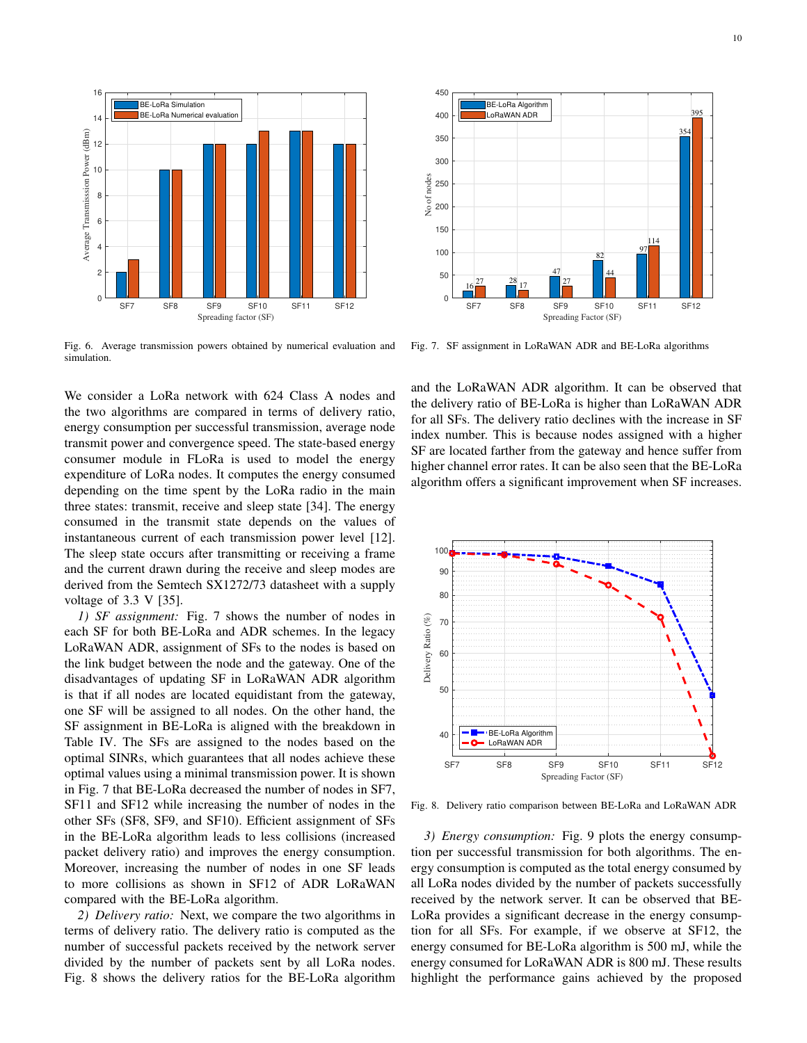Fig. 6. Average transmission powers obtained by numerical evaluation and simulation.

Fig. 7. SF assignment in LoRaWAN ADR and BE-LoRa algorithms

We consider a LoRa network with 624 Class A nodes and the two algorithms are compared in terms of delivery ratio, energy consumption per successful transmission, average node transmit power and convergence speed. The state-based energy consumer module in FLoRa is used to model the energy expenditure of LoRa nodes. It computes the energy consumed depending on the time spent by the LoRa radio in the main three states: transmit, receive and sleep state [34]. The energy consumed in the transmit state depends on the values of instantaneous current of each transmission power level [12]. The sleep state occurs after transmitting or receiving a frame and the current drawn during the receive and sleep modes are derived from the Semtech SX1272/73 datasheet with a supply voltage of 3.3 V [35].

*1) SF assignment:* Fig. 7 shows the number of nodes in each SF for both BE-LoRa and ADR schemes. In the legacy LoRaWAN ADR, assignment of SFs to the nodes is based on the link budget between the node and the gateway. One of the disadvantages of updating SF in LoRaWAN ADR algorithm is that if all nodes are located equidistant from the gateway, one SF will be assigned to all nodes. On the other hand, the SF assignment in BE-LoRa is aligned with the breakdown in Table IV. The SFs are assigned to the nodes based on the optimal SINRs, which guarantees that all nodes achieve these optimal values using a minimal transmission power. It is shown in Fig. 7 that BE-LoRa decreased the number of nodes in SF7, SF11 and SF12 while increasing the number of nodes in the other SFs (SF8, SF9, and SF10). Efficient assignment of SFs in the BE-LoRa algorithm leads to less collisions (increased packet delivery ratio) and improves the energy consumption. Moreover, increasing the number of nodes in one SF leads to more collisions as shown in SF12 of ADR LoRaWAN compared with the BE-LoRa algorithm.

*2) Delivery ratio:* Next, we compare the two algorithms in terms of delivery ratio. The delivery ratio is computed as the number of successful packets received by the network server divided by the number of packets sent by all LoRa nodes. Fig. 8 shows the delivery ratios for the BE-LoRa algorithm and the LoRaWAN ADR algorithm. It can be observed that the delivery ratio of BE-LoRa is higher than LoRaWAN ADR for all SFs. The delivery ratio declines with the increase in SF index number. This is because nodes assigned with a higher SF are located farther from the gateway and hence suffer from higher channel error rates. It can be also seen that the BE-LoRa algorithm offers a significant improvement when SF increases.

Fig. 8. Delivery ratio comparison between BE-LoRa and LoRaWAN ADR

*3) Energy consumption:* Fig. 9 plots the energy consumption per successful transmission for both algorithms. The energy consumption is computed as the total energy consumed by all LoRa nodes divided by the number of packets successfully received by the network server. It can be observed that BE-LoRa provides a significant decrease in the energy consumption for all SFs. For example, if we observe at SF12, the energy consumed for BE-LoRa algorithm is 500 mJ, while the energy consumed for LoRaWAN ADR is 800 mJ. These results highlight the performance gains achieved by the proposed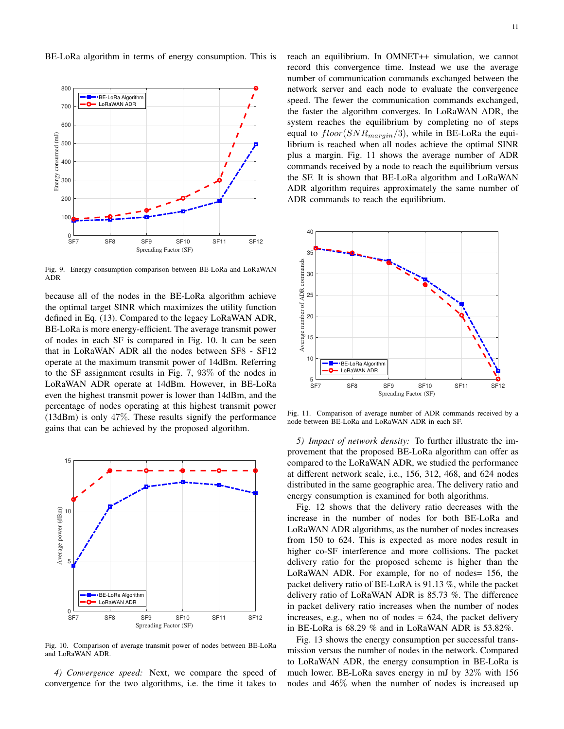BE-LoRa algorithm in terms of energy consumption. This is because all of the nodes in the BE-LoRa algorithm achieve the optimal target SINR which maximizes the utility function defined in Eq. (13). Compared to the legacy LoRaWAN ADR, BE-LoRa is more energy-efficient. The average transmit power of nodes in each SF is compared in Fig. 10. It can be seen that in LoRaWAN ADR all the nodes between SF8 - SF12 operate at the maximum transmit power of 14dBm. Referring to the SF assignment results in Fig. 7, $93\%$ of the nodes in LoRaWAN ADR operate at 14dBm. However, in BE-LoRa even the highest transmit power is lower than 14dBm, and the percentage of nodes operating at this highest transmit power (13dBm) is only $47\%$. These results signify the performance gains that can be achieved by the proposed algorithm.

Fig. 9. Energy consumption comparison between BE-LoRa and LoRaWAN ADR

Fig. 10. Comparison of average transmit power of nodes between BE-LoRa and LoRaWAN ADR.

*4) Convergence speed:* Next, we compare the speed of convergence for the two algorithms, i.e. the time it takes to reach an equilibrium. In OMNET++ simulation, we cannot record this convergence time. Instead we use the average number of communication commands exchanged between the network server and each node to evaluate the convergence speed. The fewer the communication commands exchanged, the faster the algorithm converges. In LoRaWAN ADR, the system reaches the equilibrium by completing no of steps equal to $floor(SNR_{margin}/3)$, while in BE-LoRa the equilibrium is reached when all nodes achieve the optimal SINR plus a margin. Fig. 11 shows the average number of ADR commands received by a node to reach the equilibrium versus the SF. It is shown that BE-LoRa algorithm and LoRaWAN ADR algorithm requires approximately the same number of ADR commands to reach the equilibrium.

Fig. 11. Comparison of average number of ADR commands received by a node between BE-LoRa and LoRaWAN ADR in each SF.

*5) Impact of network density:* To further illustrate the improvement that the proposed BE-LoRa algorithm can offer as compared to the LoRaWAN ADR, we studied the performance at different network scale, i.e., 156, 312, 468, and 624 nodes distributed in the same geographic area. The delivery ratio and energy consumption is examined for both algorithms.

Fig. 12 shows that the delivery ratio decreases with the increase in the number of nodes for both BE-LoRa and LoRaWAN ADR algorithms, as the number of nodes increases from 150 to 624. This is expected as more nodes result in higher co-SF interference and more collisions. The packet delivery ratio for the proposed scheme is higher than the LoRaWAN ADR. For example, for no of nodes= 156, the packet delivery ratio of BE-LoRA is 91.13 %, while the packet delivery ratio of LoRaWAN ADR is 85.73 %. The difference in packet delivery ratio increases when the number of nodes increases, e.g., when no of nodes = 624, the packet delivery in BE-LoRa is 68.29 % and in LoRaWAN ADR is 53.82%.

Fig. 13 shows the energy consumption per successful transmission versus the number of nodes in the network. Compared to LoRaWAN ADR, the energy consumption in BE-LoRa is much lower. BE-LoRa saves energy in mJ by $32\%$ with 156 nodes and $46\%$ when the number of nodes is increased up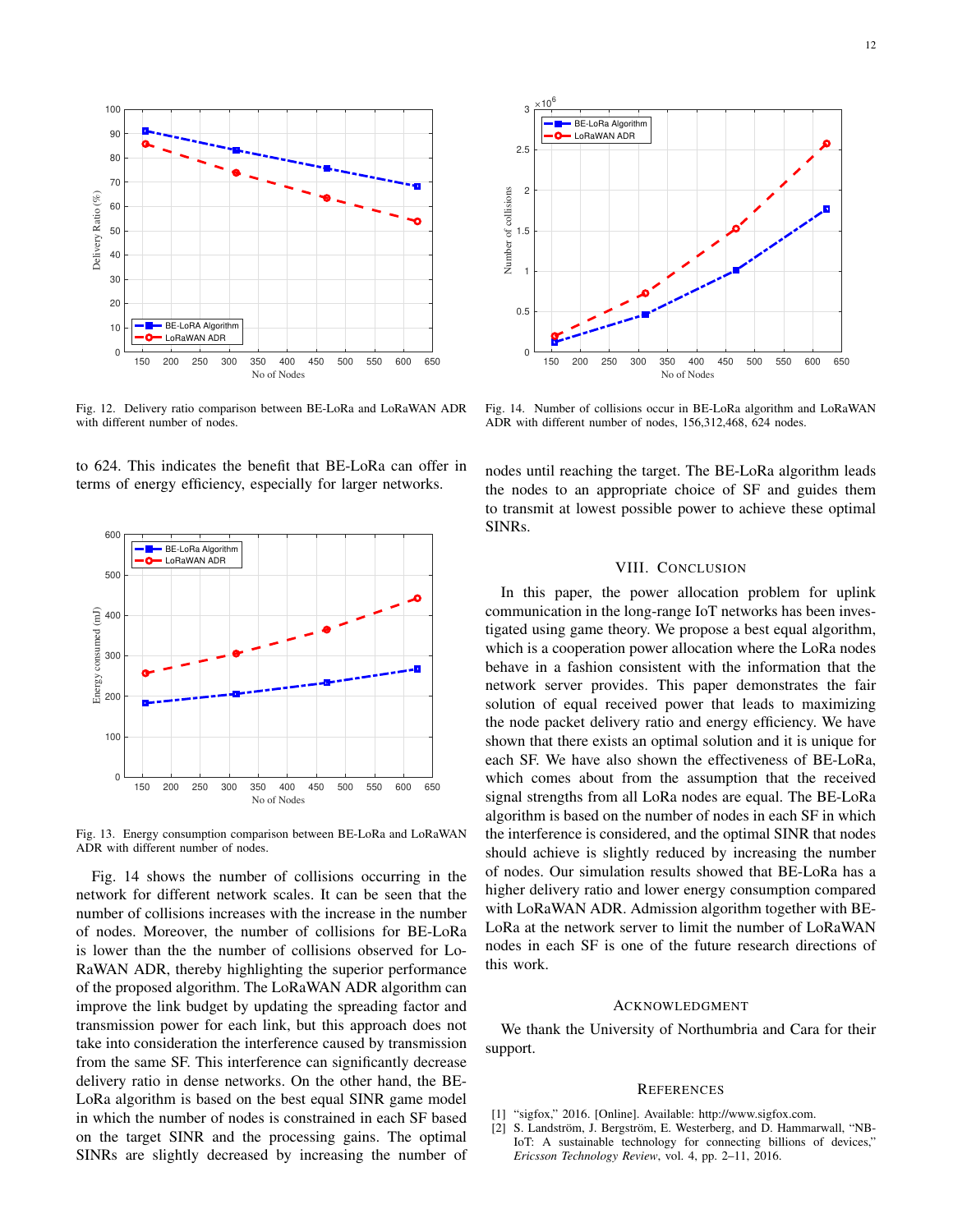Fig. 12. Delivery ratio comparison between BE-LoRa and LoRaWAN ADR with different number of nodes.

Fig. 14. Number of collisions occur in BE-LoRa algorithm and LoRaWAN ADR with different number of nodes, 156,312,468, 624 nodes.

to 624. This indicates the benefit that BE-LoRa can offer in terms of energy efficiency, especially for larger networks.

Fig. 13. Energy consumption comparison between BE-LoRa and LoRaWAN ADR with different number of nodes.

Fig. 14 shows the number of collisions occurring in the network for different network scales. It can be seen that the number of collisions increases with the increase in the number of nodes. Moreover, the number of collisions for BE-LoRa is lower than the the number of collisions observed for LoRaWAN ADR, thereby highlighting the superior performance of the proposed algorithm. The LoRaWAN ADR algorithm can improve the link budget by updating the spreading factor and transmission power for each link, but this approach does not take into consideration the interference caused by transmission from the same SF. This interference can significantly decrease delivery ratio in dense networks. On the other hand, the BE-LoRa algorithm is based on the best equal SINR game model in which the number of nodes is constrained in each SF based on the target SINR and the processing gains. The optimal SINRs are slightly decreased by increasing the number of nodes until reaching the target. The BE-LoRa algorithm leads the nodes to an appropriate choice of SF and guides them to transmit at lowest possible power to achieve these optimal SINRs.

## VIII. Conclusion

In this paper, the power allocation problem for uplink communication in the long-range IoT networks has been investigated using game theory. We propose a best equal algorithm, which is a cooperation power allocation where the LoRa nodes behave in a fashion consistent with the information that the network server provides. This paper demonstrates the fair solution of equal received power that leads to maximizing the node packet delivery ratio and energy efficiency. We have shown that there exists an optimal solution and it is unique for each SF. We have also shown the effectiveness of BE-LoRa, which comes about from the assumption that the received signal strengths from all LoRa nodes are equal. The BE-LoRa algorithm is based on the number of nodes in each SF in which the interference is considered, and the optimal SINR that nodes should achieve is slightly reduced by increasing the number of nodes. Our simulation results showed that BE-LoRa has a higher delivery ratio and lower energy consumption compared with LoRaWAN ADR. Admission algorithm together with BE-LoRa at the network server to limit the number of LoRaWAN nodes in each SF is one of the future research directions of this work.

## Acknowledgment

We thank the University of Northumbria and Cara for their support.

## References

[1] "sigfox," 2016. [Online]. Available: http://www.sigfox.com.

[2] S. Landström, J. Bergström, E. Westerberg, and D. Hammarwall, "NB-IoT: A sustainable technology for connecting billions of devices," *Ericsson Technology Review*, vol. 4, pp. 2–11, 2016.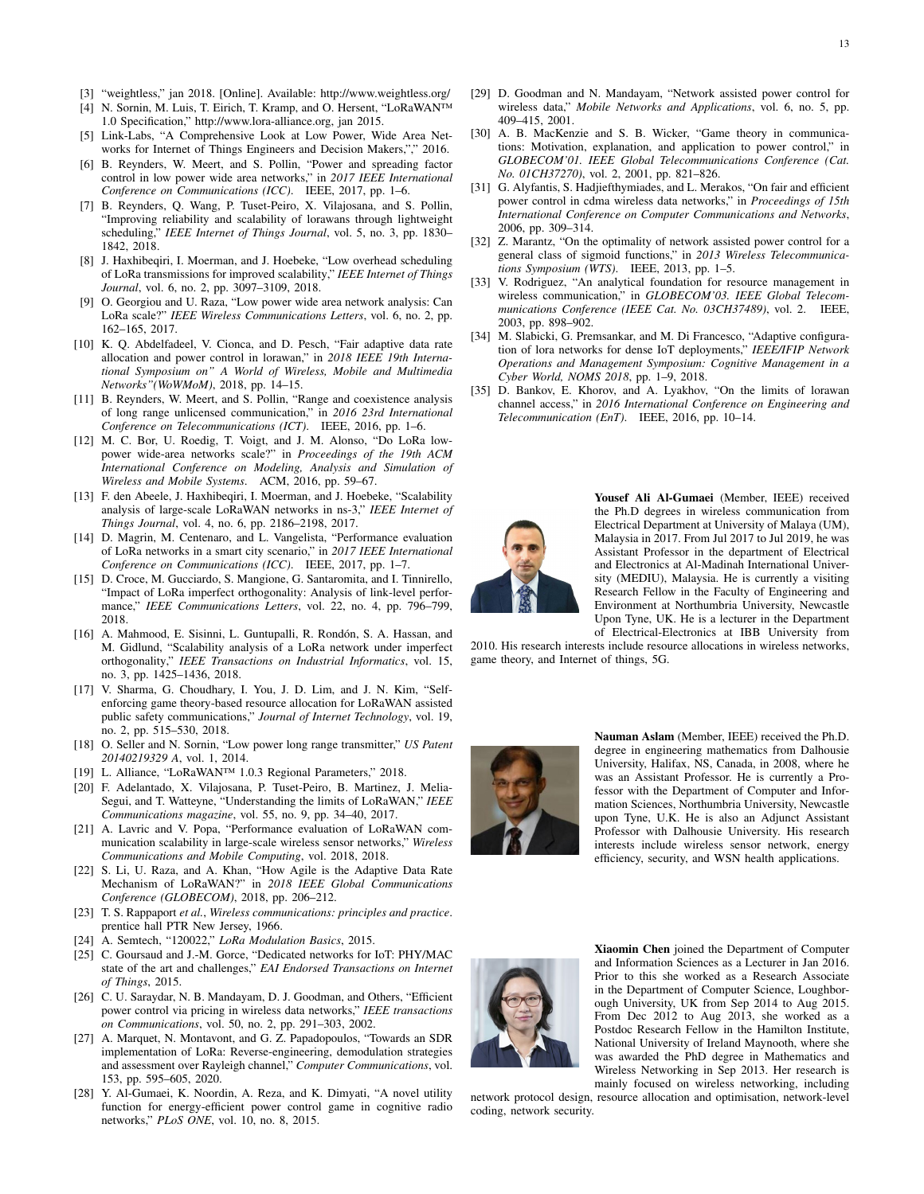[3] "weightless," jan 2018. [Online]. Available: http://www.weightless.org/

[4] N. Sornin, M. Luis, T. Eirich, T. Kramp, and O. Hersent, "LoRaWAN™ 1.0 Specification," http://www.lora-alliance.org, jan 2015.

[5] Link-Labs, "A Comprehensive Look at Low Power, Wide Area Networks for Internet of Things Engineers and Decision Makers,"," 2016.

[6] B. Reynders, W. Meert, and S. Pollin, "Power and spreading factor control in low power wide area networks," in *2017 IEEE International Conference on Communications (ICC)*. IEEE, 2017, pp. 1–6.

[7] B. Reynders, Q. Wang, P. Tuset-Peiro, X. Vilajosana, and S. Pollin, "Improving reliability and scalability of lorawans through lightweight scheduling," *IEEE Internet of Things Journal*, vol. 5, no. 3, pp. 1830–1842, 2018.

[8] J. Haxhibeqiri, I. Moerman, and J. Hoebeke, "Low overhead scheduling of LoRa transmissions for improved scalability," *IEEE Internet of Things Journal*, vol. 6, no. 2, pp. 3097–3109, 2018.

[9] O. Georgiou and U. Raza, "Low power wide area network analysis: Can LoRa scale?" *IEEE Wireless Communications Letters*, vol. 6, no. 2, pp. 162–165, 2017.

[10] K. Q. Abdelfadeel, V. Cionca, and D. Pesch, "Fair adaptive data rate allocation and power control in lorawan," in *2018 IEEE 19th International Symposium on" A World of Wireless, Mobile and Multimedia Networks"(WoWMoM)*, 2018, pp. 14–15.

[11] B. Reynders, W. Meert, and S. Pollin, "Range and coexistence analysis of long range unlicensed communication," in *2016 23rd International Conference on Telecommunications (ICT)*. IEEE, 2016, pp. 1–6.

[12] M. C. Bor, U. Roedig, T. Voigt, and J. M. Alonso, "Do LoRa low-power wide-area networks scale?" in *Proceedings of the 19th ACM International Conference on Modeling, Analysis and Simulation of Wireless and Mobile Systems*. ACM, 2016, pp. 59–67.

[13] F. den Abeele, J. Haxhibeqiri, I. Moerman, and J. Hoebeke, "Scalability analysis of large-scale LoRaWAN networks in ns-3," *IEEE Internet of Things Journal*, vol. 4, no. 6, pp. 2186–2198, 2017.

[14] D. Magrin, M. Centenaro, and L. Vangelista, "Performance evaluation of LoRa networks in a smart city scenario," in *2017 IEEE International Conference on Communications (ICC)*. IEEE, 2017, pp. 1–7.

[15] D. Croce, M. Gucciardo, S. Mangione, G. Santaromita, and I. Tinnirello, "Impact of LoRa imperfect orthogonality: Analysis of link-level performance," *IEEE Communications Letters*, vol. 22, no. 4, pp. 796–799, 2018.

[16] A. Mahmood, E. Sisinni, L. Guntupalli, R. Rondón, S. A. Hassan, and M. Gidlund, "Scalability analysis of a LoRa network under imperfect orthogonality," *IEEE Transactions on Industrial Informatics*, vol. 15, no. 3, pp. 1425–1436, 2018.

[17] V. Sharma, G. Choudhary, I. You, J. D. Lim, and J. N. Kim, "Self-enforcing game theory-based resource allocation for LoRaWAN assisted public safety communications," *Journal of Internet Technology*, vol. 19, no. 2, pp. 515–530, 2018.

[18] O. Seller and N. Sornin, "Low power long range transmitter," *US Patent 20140219329 A*, vol. 1, 2014.

[19] L. Alliance, "LoRaWAN™ 1.0.3 Regional Parameters," 2018.

[20] F. Adelantado, X. Vilajosana, P. Tuset-Peiro, B. Martinez, J. Melia-Segui, and T. Watteyne, "Understanding the limits of LoRaWAN," *IEEE Communications magazine*, vol. 55, no. 9, pp. 34–40, 2017.

[21] A. Lavric and V. Popa, "Performance evaluation of LoRaWAN communication scalability in large-scale wireless sensor networks," *Wireless Communications and Mobile Computing*, vol. 2018, 2018.

[22] S. Li, U. Raza, and A. Khan, "How Agile is the Adaptive Data Rate Mechanism of LoRaWAN?" in *2018 IEEE Global Communications Conference (GLOBECOM)*, 2018, pp. 206–212.

[23] T. S. Rappaport *et al.*, *Wireless communications: principles and practice*. prentice hall PTR New Jersey, 1966.

[24] A. Semtech, "120022," *LoRa Modulation Basics*, 2015.

[25] C. Goursaud and J.-M. Gorce, "Dedicated networks for IoT: PHY/MAC state of the art and challenges," *EAI Endorsed Transactions on Internet of Things*, 2015.

[26] C. U. Saraydar, N. B. Mandayam, D. J. Goodman, and Others, "Efficient power control via pricing in wireless data networks," *IEEE transactions on Communications*, vol. 50, no. 2, pp. 291–303, 2002.

[27] A. Marquet, N. Montavont, and G. Z. Papadopoulos, "Towards an SDR implementation of LoRa: Reverse-engineering, demodulation strategies and assessment over Rayleigh channel," *Computer Communications*, vol. 153, pp. 595–605, 2020.

[28] Y. Al-Gumaei, K. Noordin, A. Reza, and K. Dimyati, "A novel utility function for energy-efficient power control game in cognitive radio networks," *PLoS ONE*, vol. 10, no. 8, 2015.

[29] D. Goodman and N. Mandayam, "Network assisted power control for wireless data," *Mobile Networks and Applications*, vol. 6, no. 5, pp. 409–415, 2001.

[30] A. B. MacKenzie and S. B. Wicker, "Game theory in communications: Motivation, explanation, and application to power control," in *GLOBECOM'01. IEEE Global Telecommunications Conference (Cat. No. 01CH37270)*, vol. 2, 2001, pp. 821–826.

[31] G. Alyfantis, S. Hadjiefthymiades, and L. Merakos, "On fair and efficient power control in cdma wireless data networks," in *Proceedings of 15th International Conference on Computer Communications and Networks*, 2006, pp. 309–314.

[32] Z. Marantz, "On the optimality of network assisted power control for a general class of sigmoid functions," in *2013 Wireless Telecommunications Symposium (WTS)*. IEEE, 2013, pp. 1–5.

[33] V. Rodriguez, "An analytical foundation for resource management in wireless communication," in *GLOBECOM'03. IEEE Global Telecommunications Conference (IEEE Cat. No. 03CH37489)*, vol. 2. IEEE, 2003, pp. 898–902.

[34] M. Slabicki, G. Premsankar, and M. Di Francesco, "Adaptive configuration of lora networks for dense IoT deployments," *IEEE/IFIP Network Operations and Management Symposium: Cognitive Management in a Cyber World, NOMS 2018*, pp. 1–9, 2018.

[35] D. Bankov, E. Khorov, and A. Lyakhov, "On the limits of lorawan channel access," in *2016 International Conference on Engineering and Telecommunication (EnT)*. IEEE, 2016, pp. 10–14.

**Yousef Ali Al-Gumaei** (Member, IEEE) received the Ph.D degrees in wireless communication from Electrical Department at University of Malaya (UM), Malaysia in 2017. From Jul 2017 to Jul 2019, he was Assistant Professor in the department of Electrical and Electronics at Al-Madinah International University (MEDIU), Malaysia. He is currently a visiting Research Fellow in the Faculty of Engineering and Environment at Northumbria University, Newcastle Upon Tyne, UK. He is a lecturer in the Department of Electrical-Electronics at IBB University from 2010. His research interests include resource allocations in wireless networks, game theory, and Internet of things, 5G.

**Nauman Aslam** (Member, IEEE) received the Ph.D. degree in engineering mathematics from Dalhousie University, Halifax, NS, Canada, in 2008, where he was an Assistant Professor. He is currently a Professor with the Department of Computer and Information Sciences, Northumbria University, Newcastle upon Tyne, U.K. He is also an Adjunct Assistant Professor with Dalhousie University. His research interests include wireless sensor network, energy efficiency, security, and WSN health applications.

**Xiaomin Chen** joined the Department of Computer and Information Sciences as a Lecturer in Jan 2016. Prior to this she worked as a Research Associate in the Department of Computer Science, Loughborough University, UK from Sep 2014 to Aug 2015. From Dec 2012 to Aug 2013, she worked as a Postdoc Research Fellow in the Hamilton Institute, National University of Ireland Maynooth, where she was awarded the PhD degree in Mathematics and Wireless Networking in Sep 2013. Her research is mainly focused on wireless networking, including network protocol design, resource allocation and optimisation, network-level coding, network security.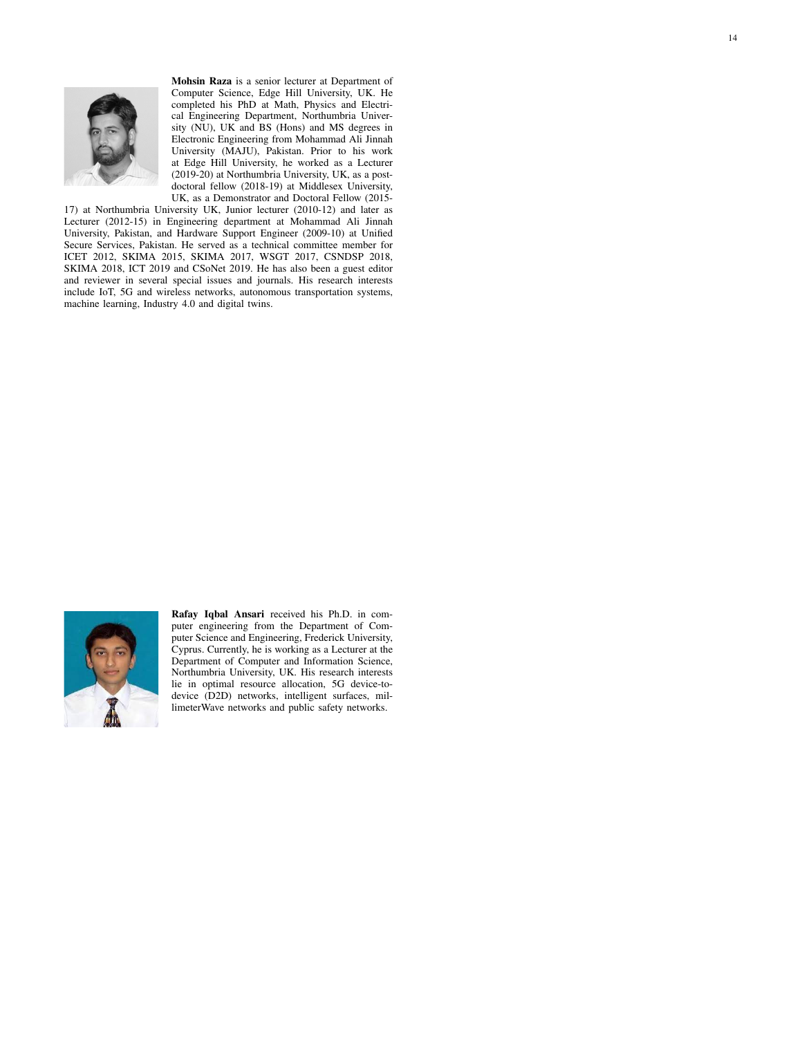**Mohsin Raza** is a senior lecturer at Department of Computer Science, Edge Hill University, UK. He completed his PhD at Math, Physics and Electrical Engineering Department, Northumbria University (NU), UK and BS (Hons) and MS degrees in Electronic Engineering from Mohammad Ali Jinnah University (MAJU), Pakistan. Prior to his work at Edge Hill University, he worked as a Lecturer (2019-20) at Northumbria University, UK, as a postdoctoral fellow (2018-19) at Middlesex University, UK, as a Demonstrator and Doctoral Fellow (2015-17) at Northumbria University UK, Junior lecturer (2010-12) and later as Lecturer (2012-15) in Engineering department at Mohammad Ali Jinnah University, Pakistan, and Hardware Support Engineer (2009-10) at Unified Secure Services, Pakistan. He served as a technical committee member for ICET 2012, SKIMA 2015, SKIMA 2017, WSGT 2017, CSNDSP 2018, SKIMA 2018, ICT 2019 and CSoNet 2019. He has also been a guest editor and reviewer in several special issues and journals. His research interests include IoT, 5G and wireless networks, autonomous transportation systems, machine learning, Industry 4.0 and digital twins.

**Rafay Iqbal Ansari** received his Ph.D. in computer engineering from the Department of Computer Science and Engineering, Frederick University, Cyprus. Currently, he is working as a Lecturer at the Department of Computer and Information Science, Northumbria University, UK. His research interests lie in optimal resource allocation, 5G device-to-device (D2D) networks, intelligent surfaces, millimeterWave networks and public safety networks.